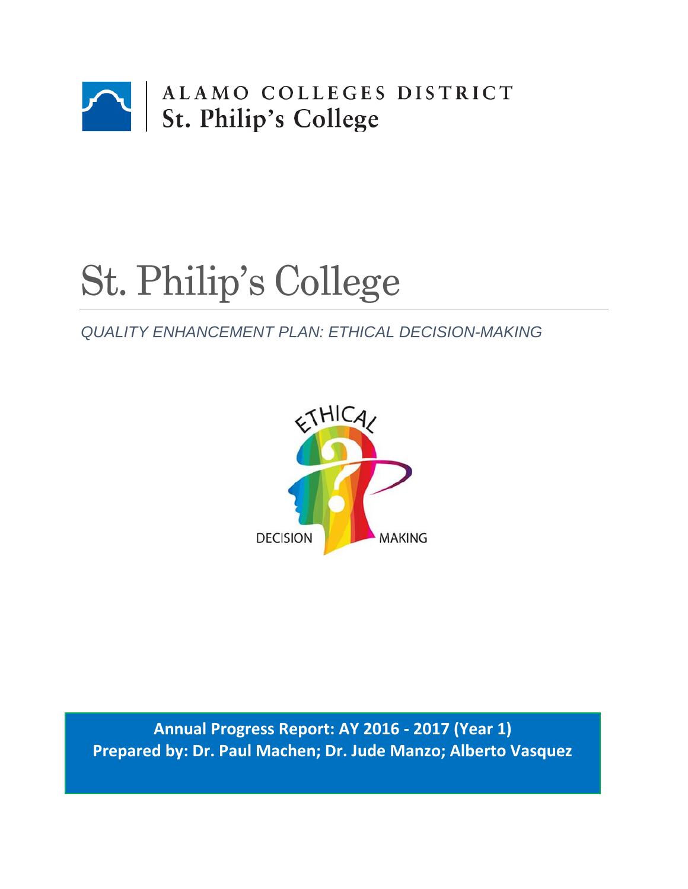ALAMO COLLEGES DISTRICT
St. Philip's College

# St. Philip's College

*QUALITY ENHANCEMENT PLAN: ETHICAL DECISION-MAKING*

ETHICAL DECISION MAKING

**Annual Progress Report: AY 2016 - 2017 (Year 1)**
**Prepared by: Dr. Paul Machen; Dr. Jude Manzo; Alberto Vasquez**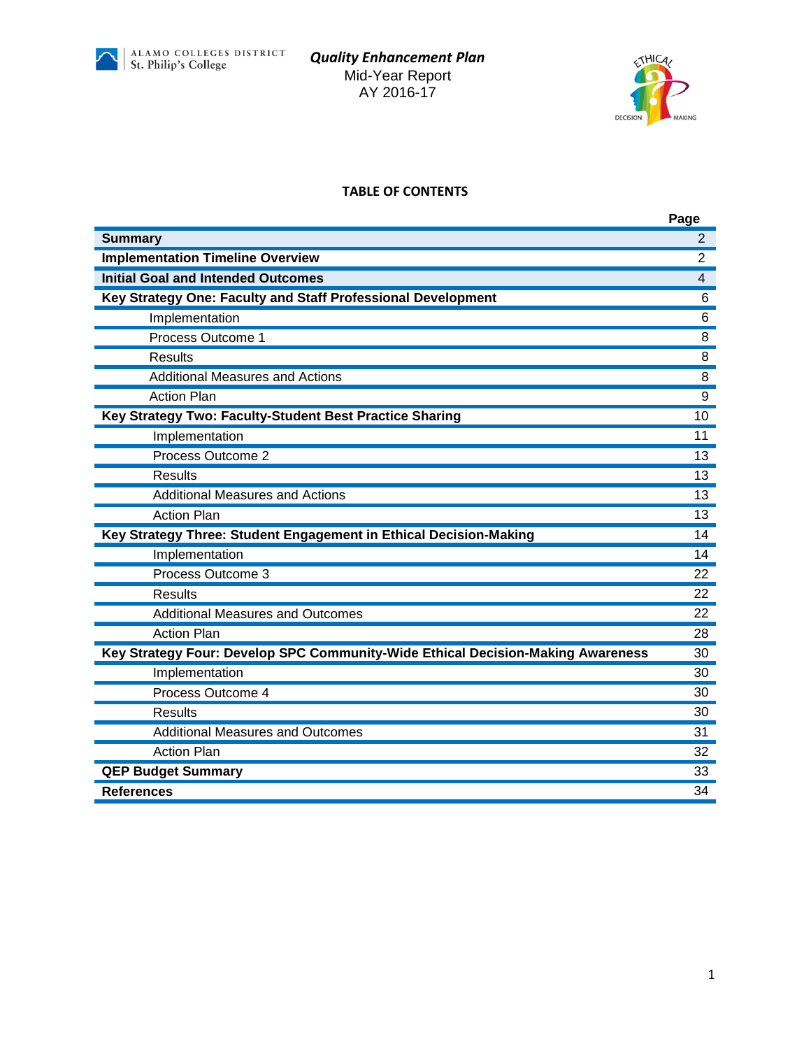ALAMO COLLEGES DISTRICT
St. Philip's College

***Quality Enhancement Plan***
Mid-Year Report
AY 2016-17

## TABLE OF CONTENTS

| | Page |
|---|---|
| **Summary** | 2 |
| **Implementation Timeline Overview** | 2 |
| **Initial Goal and Intended Outcomes** | 4 |
| **Key Strategy One: Faculty and Staff Professional Development** | 6 |
| Implementation | 6 |
| Process Outcome 1 | 8 |
| Results | 8 |
| Additional Measures and Actions | 8 |
| Action Plan | 9 |
| **Key Strategy Two: Faculty-Student Best Practice Sharing** | 10 |
| Implementation | 11 |
| Process Outcome 2 | 13 |
| Results | 13 |
| Additional Measures and Actions | 13 |
| Action Plan | 13 |
| **Key Strategy Three: Student Engagement in Ethical Decision-Making** | 14 |
| Implementation | 14 |
| Process Outcome 3 | 22 |
| Results | 22 |
| Additional Measures and Outcomes | 22 |
| Action Plan | 28 |
| **Key Strategy Four: Develop SPC Community-Wide Ethical Decision-Making Awareness** | 30 |
| Implementation | 30 |
| Process Outcome 4 | 30 |
| Results | 30 |
| Additional Measures and Outcomes | 31 |
| Action Plan | 32 |
| **QEP Budget Summary** | 33 |
| **References** | 34 |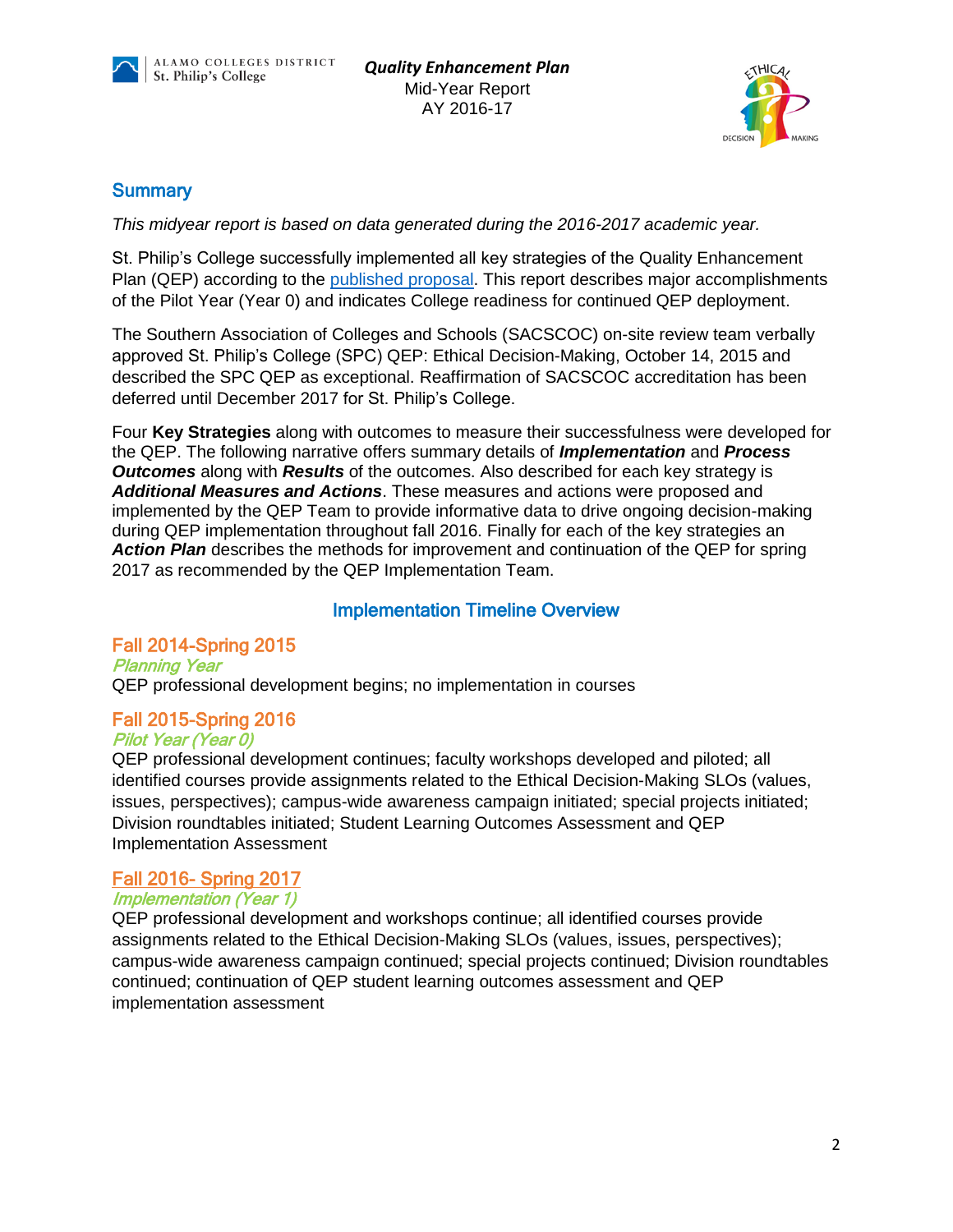## Summary

*This midyear report is based on data generated during the 2016-2017 academic year.*

St. Philip's College successfully implemented all key strategies of the Quality Enhancement Plan (QEP) according to the published proposal. This report describes major accomplishments of the Pilot Year (Year 0) and indicates College readiness for continued QEP deployment.

The Southern Association of Colleges and Schools (SACSCOC) on-site review team verbally approved St. Philip's College (SPC) QEP: Ethical Decision-Making, October 14, 2015 and described the SPC QEP as exceptional. Reaffirmation of SACSCOC accreditation has been deferred until December 2017 for St. Philip's College.

Four **Key Strategies** along with outcomes to measure their successfulness were developed for the QEP. The following narrative offers summary details of ***Implementation*** and ***Process Outcomes*** along with ***Results*** of the outcomes. Also described for each key strategy is ***Additional Measures and Actions***. These measures and actions were proposed and implemented by the QEP Team to provide informative data to drive ongoing decision-making during QEP implementation throughout fall 2016. Finally for each of the key strategies an ***Action Plan*** describes the methods for improvement and continuation of the QEP for spring 2017 as recommended by the QEP Implementation Team.

## Implementation Timeline Overview

### Fall 2014-Spring 2015

*Planning Year*

QEP professional development begins; no implementation in courses

### Fall 2015-Spring 2016

*Pilot Year (Year 0)*

QEP professional development continues; faculty workshops developed and piloted; all identified courses provide assignments related to the Ethical Decision-Making SLOs (values, issues, perspectives); campus-wide awareness campaign initiated; special projects initiated; Division roundtables initiated; Student Learning Outcomes Assessment and QEP Implementation Assessment

### Fall 2016- Spring 2017

*Implementation (Year 1)*

QEP professional development and workshops continue; all identified courses provide assignments related to the Ethical Decision-Making SLOs (values, issues, perspectives); campus-wide awareness campaign continued; special projects continued; Division roundtables continued; continuation of QEP student learning outcomes assessment and QEP implementation assessment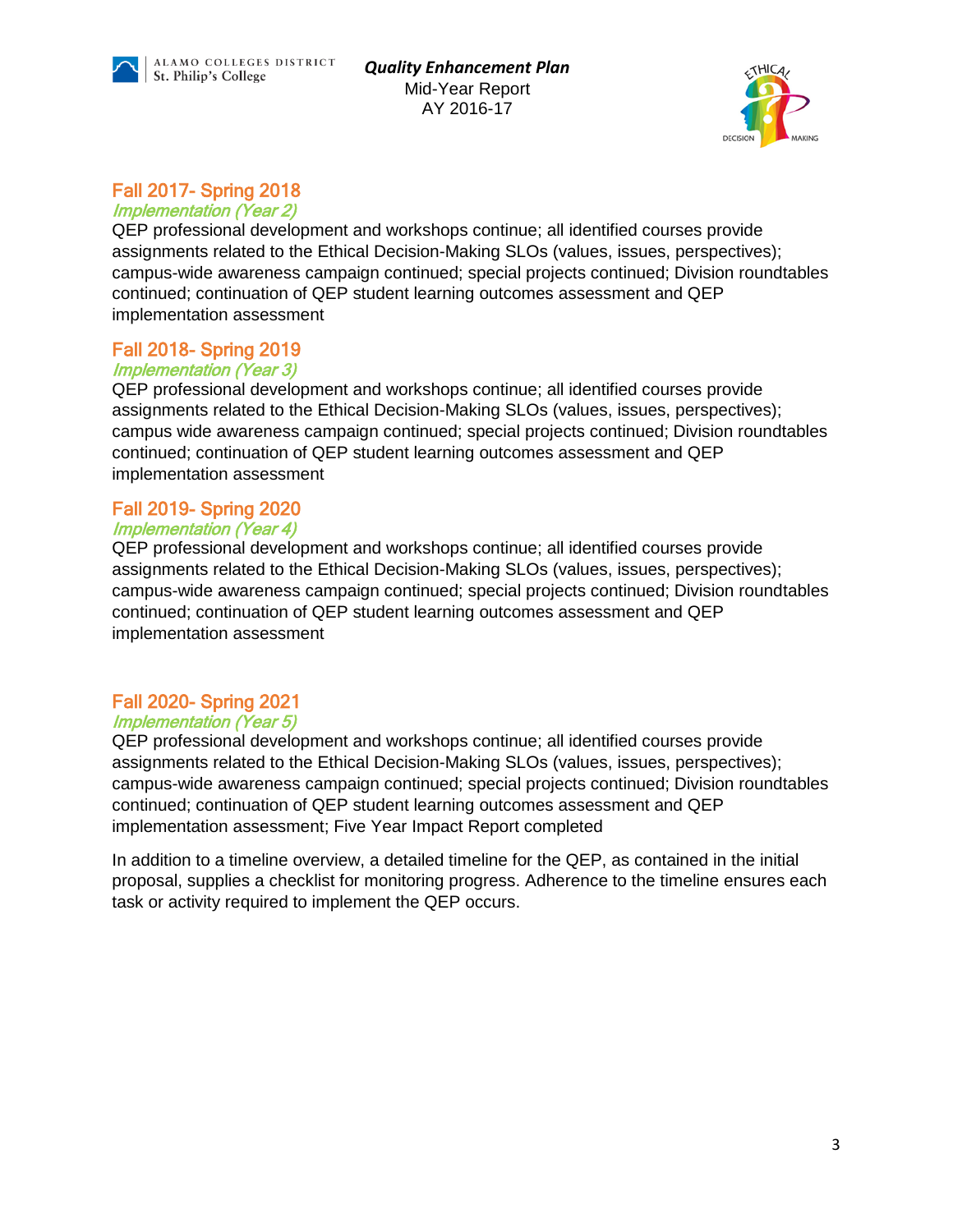## Fall 2017- Spring 2018

*Implementation (Year 2)*

QEP professional development and workshops continue; all identified courses provide assignments related to the Ethical Decision-Making SLOs (values, issues, perspectives); campus-wide awareness campaign continued; special projects continued; Division roundtables continued; continuation of QEP student learning outcomes assessment and QEP implementation assessment

## Fall 2018- Spring 2019

*Implementation (Year 3)*

QEP professional development and workshops continue; all identified courses provide assignments related to the Ethical Decision-Making SLOs (values, issues, perspectives); campus wide awareness campaign continued; special projects continued; Division roundtables continued; continuation of QEP student learning outcomes assessment and QEP implementation assessment

## Fall 2019- Spring 2020

*Implementation (Year 4)*

QEP professional development and workshops continue; all identified courses provide assignments related to the Ethical Decision-Making SLOs (values, issues, perspectives); campus-wide awareness campaign continued; special projects continued; Division roundtables continued; continuation of QEP student learning outcomes assessment and QEP implementation assessment

## Fall 2020- Spring 2021

*Implementation (Year 5)*

QEP professional development and workshops continue; all identified courses provide assignments related to the Ethical Decision-Making SLOs (values, issues, perspectives); campus-wide awareness campaign continued; special projects continued; Division roundtables continued; continuation of QEP student learning outcomes assessment and QEP implementation assessment; Five Year Impact Report completed

In addition to a timeline overview, a detailed timeline for the QEP, as contained in the initial proposal, supplies a checklist for monitoring progress. Adherence to the timeline ensures each task or activity required to implement the QEP occurs.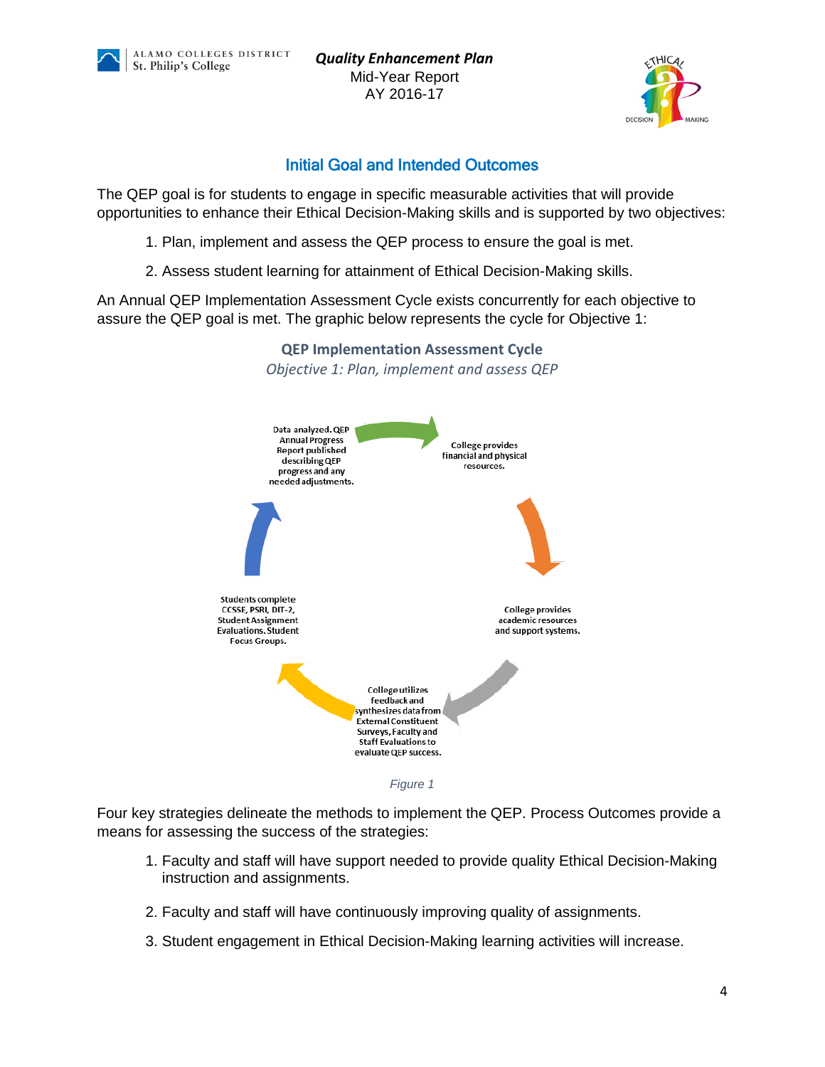## Initial Goal and Intended Outcomes

The QEP goal is for students to engage in specific measurable activities that will provide opportunities to enhance their Ethical Decision-Making skills and is supported by two objectives:

1. Plan, implement and assess the QEP process to ensure the goal is met.
2. Assess student learning for attainment of Ethical Decision-Making skills.

An Annual QEP Implementation Assessment Cycle exists concurrently for each objective to assure the QEP goal is met. The graphic below represents the cycle for Objective 1:

**QEP Implementation Assessment Cycle**

*Objective 1: Plan, implement and assess QEP*

- College provides financial and physical resources.
- College provides academic resources and support systems.
- College utilizes feedback and synthesizes data from External Constituent Surveys, Faculty and Staff Evaluations to evaluate QEP success.
- Students complete CCSSE, PSRI, DIT-2, Student Assignment Evaluations. Student Focus Groups.
- Data analyzed. QEP Annual Progress Report published describing QEP progress and any needed adjustments.

*Figure 1*

Four key strategies delineate the methods to implement the QEP. Process Outcomes provide a means for assessing the success of the strategies:

1. Faculty and staff will have support needed to provide quality Ethical Decision-Making instruction and assignments.
2. Faculty and staff will have continuously improving quality of assignments.
3. Student engagement in Ethical Decision-Making learning activities will increase.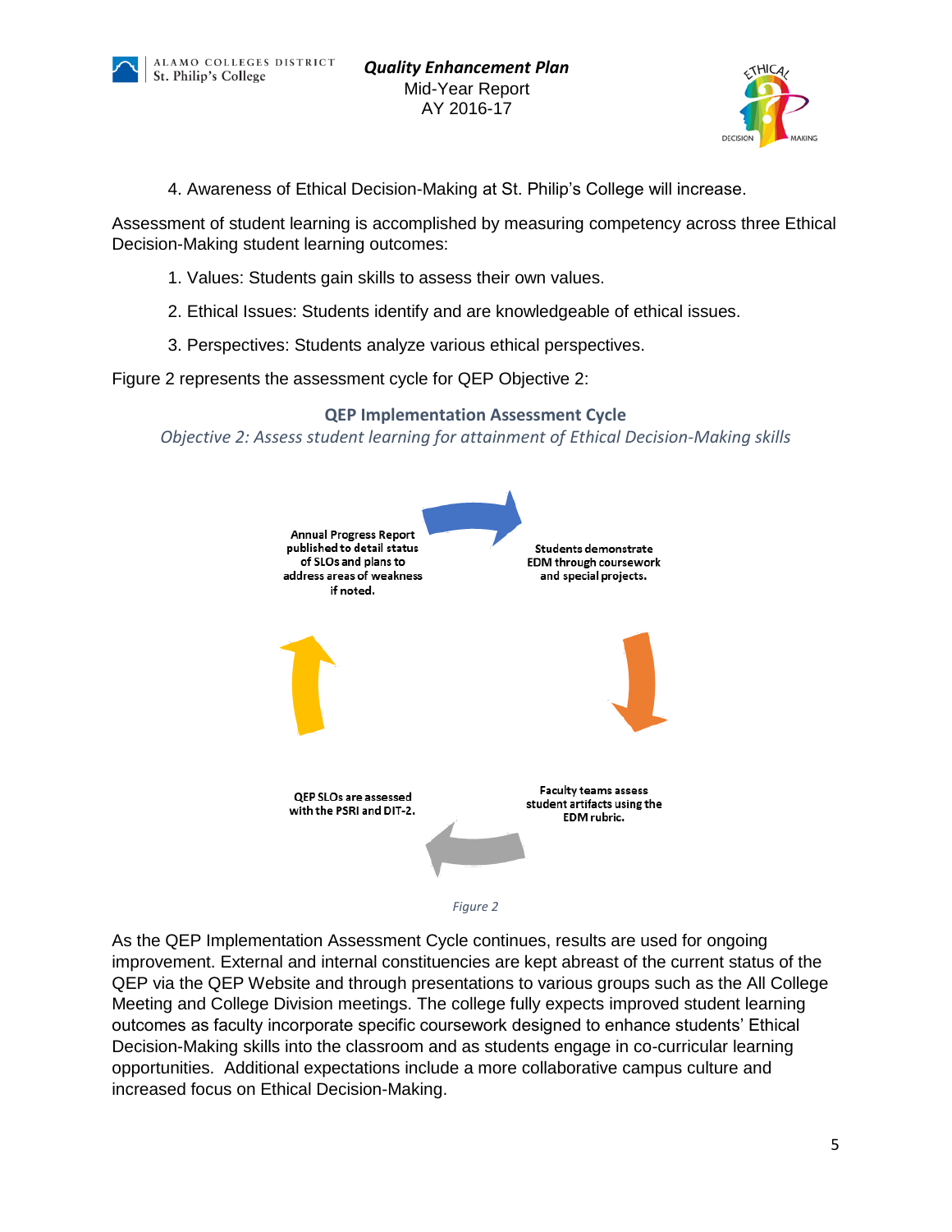4. Awareness of Ethical Decision-Making at St. Philip's College will increase.

Assessment of student learning is accomplished by measuring competency across three Ethical Decision-Making student learning outcomes:

1. Values: Students gain skills to assess their own values.
2. Ethical Issues: Students identify and are knowledgeable of ethical issues.
3. Perspectives: Students analyze various ethical perspectives.

Figure 2 represents the assessment cycle for QEP Objective 2:

**QEP Implementation Assessment Cycle**

*Objective 2: Assess student learning for attainment of Ethical Decision-Making skills*

Students demonstrate EDM through coursework and special projects.

Faculty teams assess student artifacts using the EDM rubric.

QEP SLOs are assessed with the PSRI and DIT-2.

Annual Progress Report published to detail status of SLOs and plans to address areas of weakness if noted.

*Figure 2*

As the QEP Implementation Assessment Cycle continues, results are used for ongoing improvement. External and internal constituencies are kept abreast of the current status of the QEP via the QEP Website and through presentations to various groups such as the All College Meeting and College Division meetings. The college fully expects improved student learning outcomes as faculty incorporate specific coursework designed to enhance students' Ethical Decision-Making skills into the classroom and as students engage in co-curricular learning opportunities. Additional expectations include a more collaborative campus culture and increased focus on Ethical Decision-Making.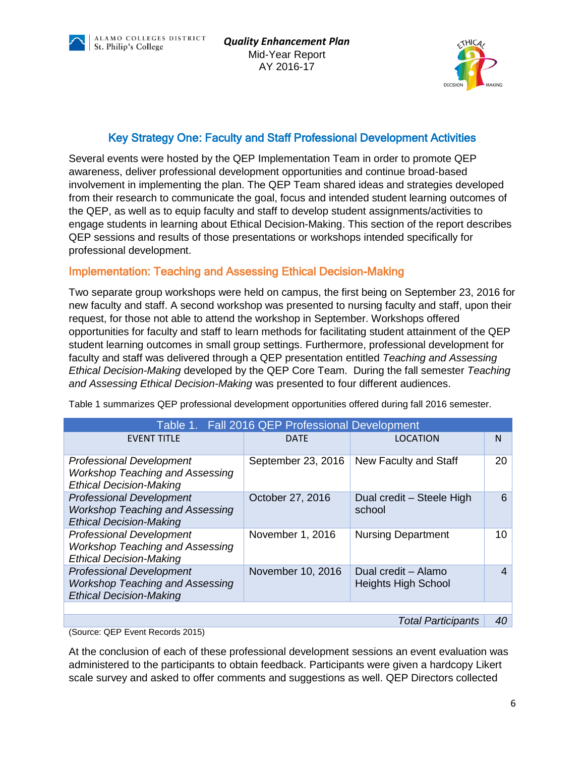## Key Strategy One: Faculty and Staff Professional Development Activities

Several events were hosted by the QEP Implementation Team in order to promote QEP awareness, deliver professional development opportunities and continue broad-based involvement in implementing the plan. The QEP Team shared ideas and strategies developed from their research to communicate the goal, focus and intended student learning outcomes of the QEP, as well as to equip faculty and staff to develop student assignments/activities to engage students in learning about Ethical Decision-Making. This section of the report describes QEP sessions and results of those presentations or workshops intended specifically for professional development.

### Implementation: Teaching and Assessing Ethical Decision-Making

Two separate group workshops were held on campus, the first being on September 23, 2016 for new faculty and staff. A second workshop was presented to nursing faculty and staff, upon their request, for those not able to attend the workshop in September. Workshops offered opportunities for faculty and staff to learn methods for facilitating student attainment of the QEP student learning outcomes in small group settings. Furthermore, professional development for faculty and staff was delivered through a QEP presentation entitled *Teaching and Assessing Ethical Decision-Making* developed by the QEP Core Team. During the fall semester *Teaching and Assessing Ethical Decision-Making* was presented to four different audiences.

Table 1 summarizes QEP professional development opportunities offered during fall 2016 semester.

Table 1. Fall 2016 QEP Professional Development

| EVENT TITLE | DATE | LOCATION | N |
|---|---|---|---|
| *Professional Development Workshop Teaching and Assessing Ethical Decision-Making* | September 23, 2016 | New Faculty and Staff | 20 |
| *Professional Development Workshop Teaching and Assessing Ethical Decision-Making* | October 27, 2016 | Dual credit – Steele High school | 6 |
| *Professional Development Workshop Teaching and Assessing Ethical Decision-Making* | November 1, 2016 | Nursing Department | 10 |
| *Professional Development Workshop Teaching and Assessing Ethical Decision-Making* | November 10, 2016 | Dual credit – Alamo Heights High School | 4 |
| | | *Total Participants* | *40* |

(Source: QEP Event Records 2015)

At the conclusion of each of these professional development sessions an event evaluation was administered to the participants to obtain feedback. Participants were given a hardcopy Likert scale survey and asked to offer comments and suggestions as well. QEP Directors collected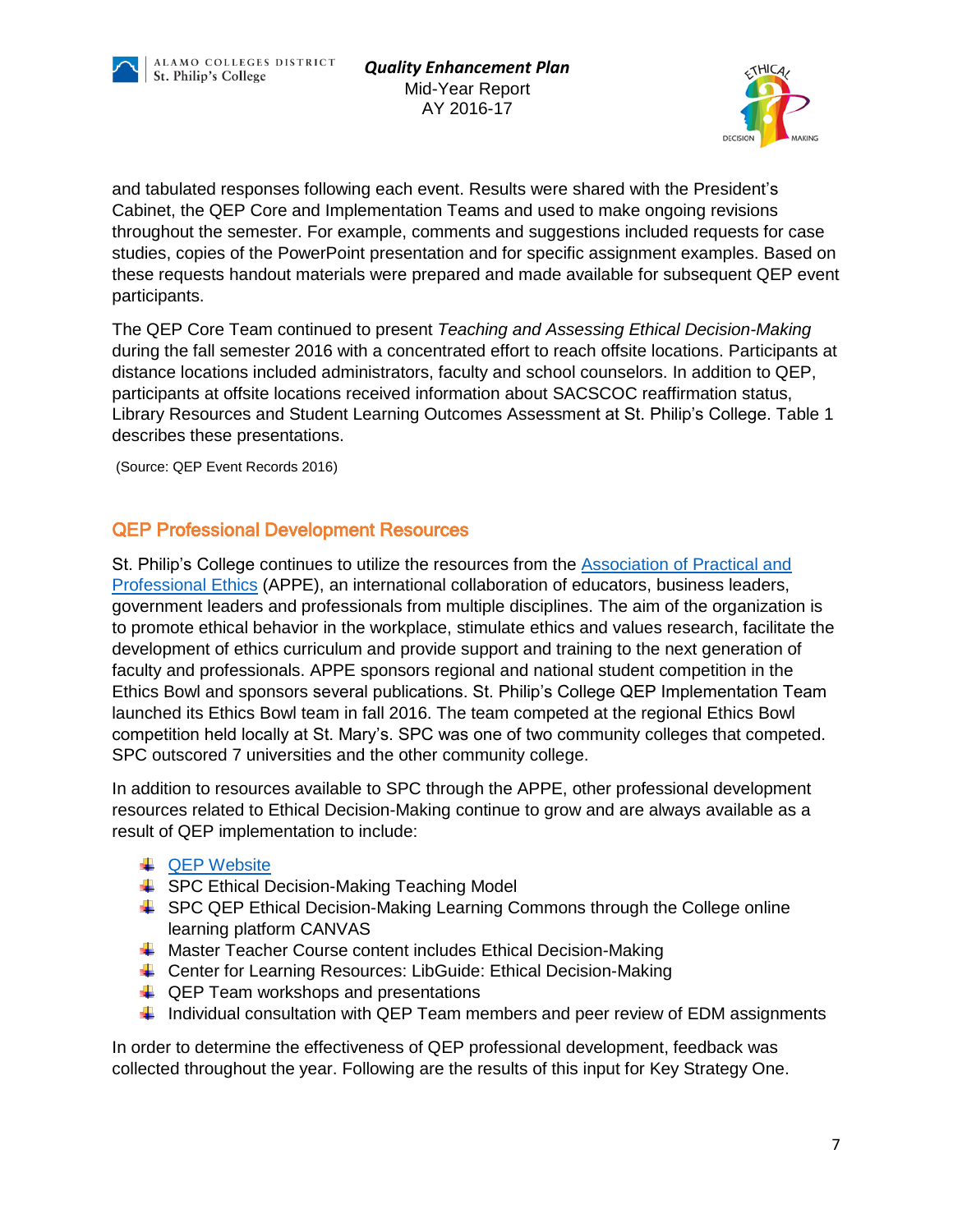and tabulated responses following each event. Results were shared with the President's Cabinet, the QEP Core and Implementation Teams and used to make ongoing revisions throughout the semester. For example, comments and suggestions included requests for case studies, copies of the PowerPoint presentation and for specific assignment examples. Based on these requests handout materials were prepared and made available for subsequent QEP event participants.

The QEP Core Team continued to present *Teaching and Assessing Ethical Decision-Making* during the fall semester 2016 with a concentrated effort to reach offsite locations. Participants at distance locations included administrators, faculty and school counselors. In addition to QEP, participants at offsite locations received information about SACSCOC reaffirmation status, Library Resources and Student Learning Outcomes Assessment at St. Philip's College. Table 1 describes these presentations.

(Source: QEP Event Records 2016)

## QEP Professional Development Resources

St. Philip's College continues to utilize the resources from the Association of Practical and Professional Ethics (APPE), an international collaboration of educators, business leaders, government leaders and professionals from multiple disciplines. The aim of the organization is to promote ethical behavior in the workplace, stimulate ethics and values research, facilitate the development of ethics curriculum and provide support and training to the next generation of faculty and professionals. APPE sponsors regional and national student competition in the Ethics Bowl and sponsors several publications. St. Philip's College QEP Implementation Team launched its Ethics Bowl team in fall 2016. The team competed at the regional Ethics Bowl competition held locally at St. Mary's. SPC was one of two community colleges that competed. SPC outscored 7 universities and the other community college.

In addition to resources available to SPC through the APPE, other professional development resources related to Ethical Decision-Making continue to grow and are always available as a result of QEP implementation to include:

- QEP Website
- SPC Ethical Decision-Making Teaching Model
- SPC QEP Ethical Decision-Making Learning Commons through the College online learning platform CANVAS
- Master Teacher Course content includes Ethical Decision-Making
- Center for Learning Resources: LibGuide: Ethical Decision-Making
- QEP Team workshops and presentations
- Individual consultation with QEP Team members and peer review of EDM assignments

In order to determine the effectiveness of QEP professional development, feedback was collected throughout the year. Following are the results of this input for Key Strategy One.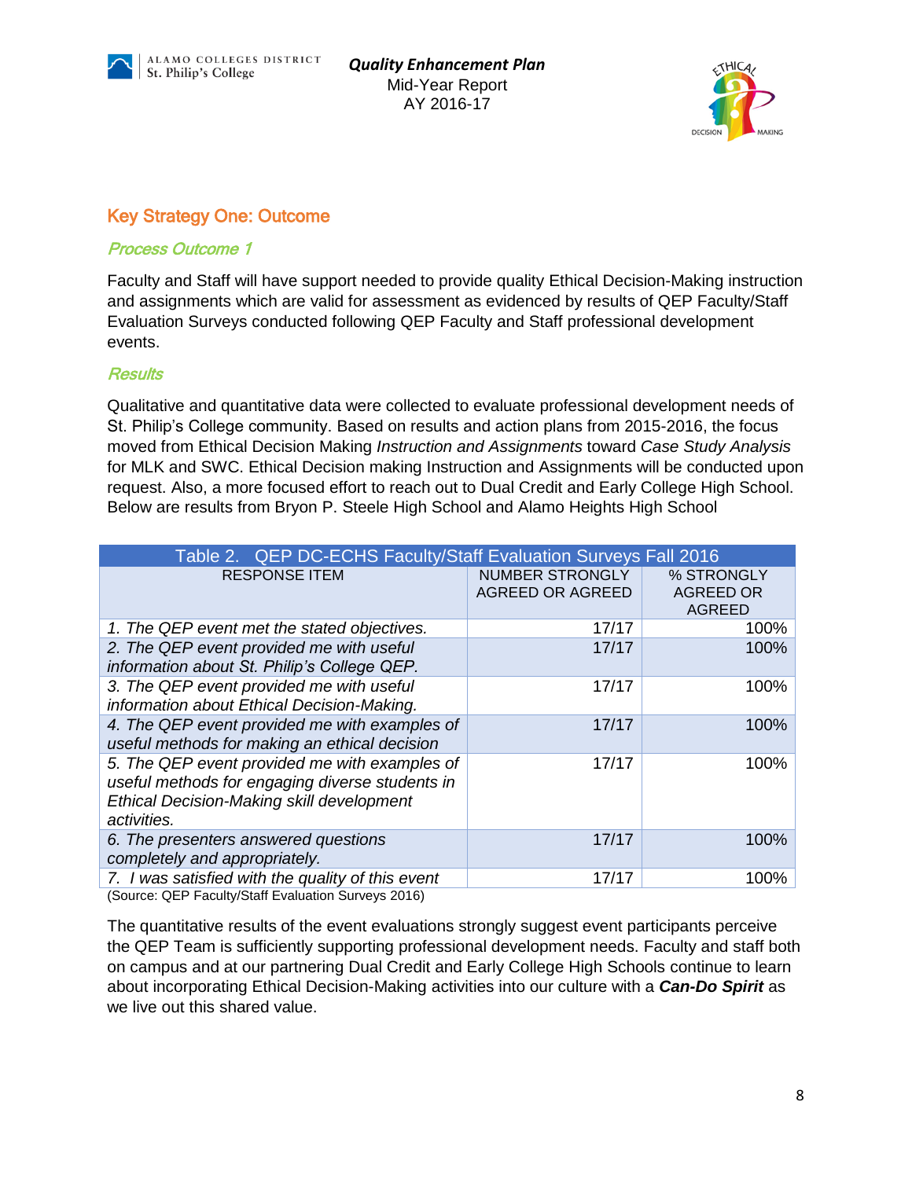## Key Strategy One: Outcome

### *Process Outcome 1*

Faculty and Staff will have support needed to provide quality Ethical Decision-Making instruction and assignments which are valid for assessment as evidenced by results of QEP Faculty/Staff Evaluation Surveys conducted following QEP Faculty and Staff professional development events.

### *Results*

Qualitative and quantitative data were collected to evaluate professional development needs of St. Philip's College community. Based on results and action plans from 2015-2016, the focus moved from Ethical Decision Making *Instruction and Assignments* toward *Case Study Analysis* for MLK and SWC. Ethical Decision making Instruction and Assignments will be conducted upon request. Also, a more focused effort to reach out to Dual Credit and Early College High School. Below are results from Bryon P. Steele High School and Alamo Heights High School

Table 2. QEP DC-ECHS Faculty/Staff Evaluation Surveys Fall 2016

| RESPONSE ITEM | NUMBER STRONGLY AGREED OR AGREED | % STRONGLY AGREED OR AGREED |
|---|---|---|
| *1. The QEP event met the stated objectives.* | 17/17 | 100% |
| *2. The QEP event provided me with useful information about St. Philip's College QEP.* | 17/17 | 100% |
| *3. The QEP event provided me with useful information about Ethical Decision-Making.* | 17/17 | 100% |
| *4. The QEP event provided me with examples of useful methods for making an ethical decision* | 17/17 | 100% |
| *5. The QEP event provided me with examples of useful methods for engaging diverse students in Ethical Decision-Making skill development activities.* | 17/17 | 100% |
| *6. The presenters answered questions completely and appropriately.* | 17/17 | 100% |
| *7. I was satisfied with the quality of this event* | 17/17 | 100% |

(Source: QEP Faculty/Staff Evaluation Surveys 2016)

The quantitative results of the event evaluations strongly suggest event participants perceive the QEP Team is sufficiently supporting professional development needs. Faculty and staff both on campus and at our partnering Dual Credit and Early College High Schools continue to learn about incorporating Ethical Decision-Making activities into our culture with a ***Can-Do Spirit*** as we live out this shared value.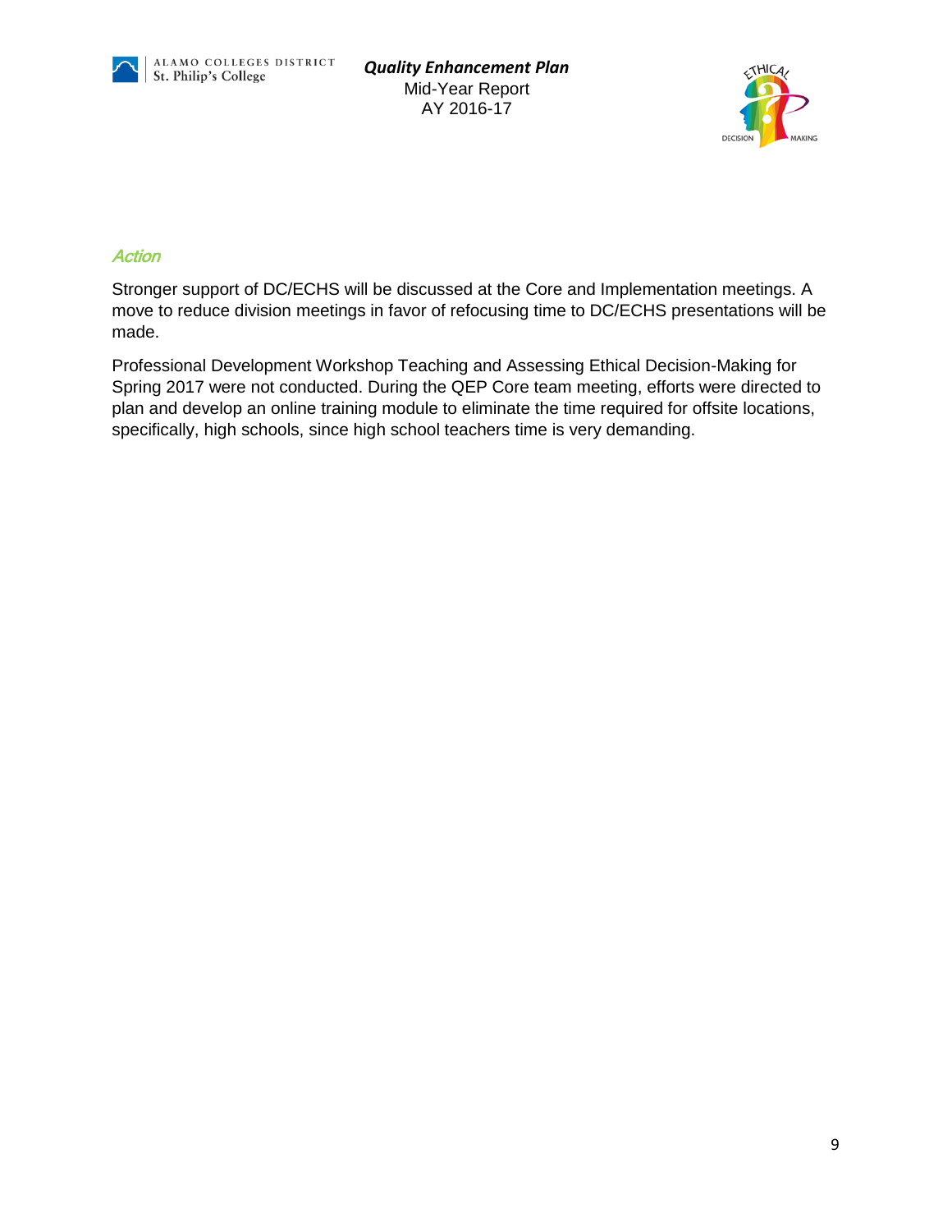### *Action*

Stronger support of DC/ECHS will be discussed at the Core and Implementation meetings. A move to reduce division meetings in favor of refocusing time to DC/ECHS presentations will be made.

Professional Development Workshop Teaching and Assessing Ethical Decision-Making for Spring 2017 were not conducted. During the QEP Core team meeting, efforts were directed to plan and develop an online training module to eliminate the time required for offsite locations, specifically, high schools, since high school teachers time is very demanding.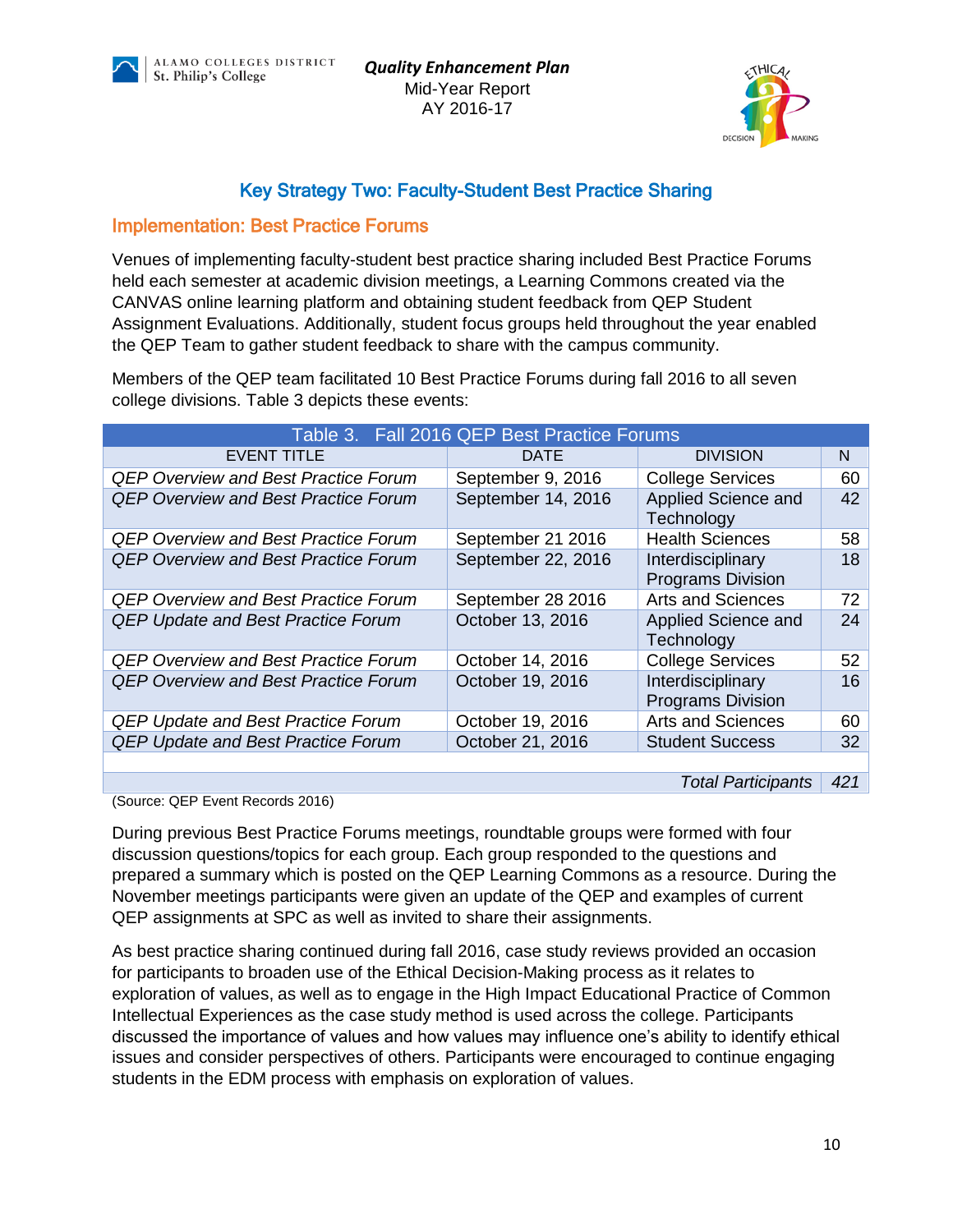## Key Strategy Two: Faculty-Student Best Practice Sharing

### Implementation: Best Practice Forums

Venues of implementing faculty-student best practice sharing included Best Practice Forums held each semester at academic division meetings, a Learning Commons created via the CANVAS online learning platform and obtaining student feedback from QEP Student Assignment Evaluations. Additionally, student focus groups held throughout the year enabled the QEP Team to gather student feedback to share with the campus community.

Members of the QEP team facilitated 10 Best Practice Forums during fall 2016 to all seven college divisions. Table 3 depicts these events:

Table 3. Fall 2016 QEP Best Practice Forums

| EVENT TITLE | DATE | DIVISION | N |
|---|---|---|---|
| *QEP Overview and Best Practice Forum* | September 9, 2016 | College Services | 60 |
| *QEP Overview and Best Practice Forum* | September 14, 2016 | Applied Science and Technology | 42 |
| *QEP Overview and Best Practice Forum* | September 21 2016 | Health Sciences | 58 |
| *QEP Overview and Best Practice Forum* | September 22, 2016 | Interdisciplinary Programs Division | 18 |
| *QEP Overview and Best Practice Forum* | September 28 2016 | Arts and Sciences | 72 |
| *QEP Update and Best Practice Forum* | October 13, 2016 | Applied Science and Technology | 24 |
| *QEP Overview and Best Practice Forum* | October 14, 2016 | College Services | 52 |
| *QEP Overview and Best Practice Forum* | October 19, 2016 | Interdisciplinary Programs Division | 16 |
| *QEP Update and Best Practice Forum* | October 19, 2016 | Arts and Sciences | 60 |
| *QEP Update and Best Practice Forum* | October 21, 2016 | Student Success | 32 |
| | | *Total Participants* | *421* |

(Source: QEP Event Records 2016)

During previous Best Practice Forums meetings, roundtable groups were formed with four discussion questions/topics for each group. Each group responded to the questions and prepared a summary which is posted on the QEP Learning Commons as a resource. During the November meetings participants were given an update of the QEP and examples of current QEP assignments at SPC as well as invited to share their assignments.

As best practice sharing continued during fall 2016, case study reviews provided an occasion for participants to broaden use of the Ethical Decision-Making process as it relates to exploration of values, as well as to engage in the High Impact Educational Practice of Common Intellectual Experiences as the case study method is used across the college. Participants discussed the importance of values and how values may influence one's ability to identify ethical issues and consider perspectives of others. Participants were encouraged to continue engaging students in the EDM process with emphasis on exploration of values.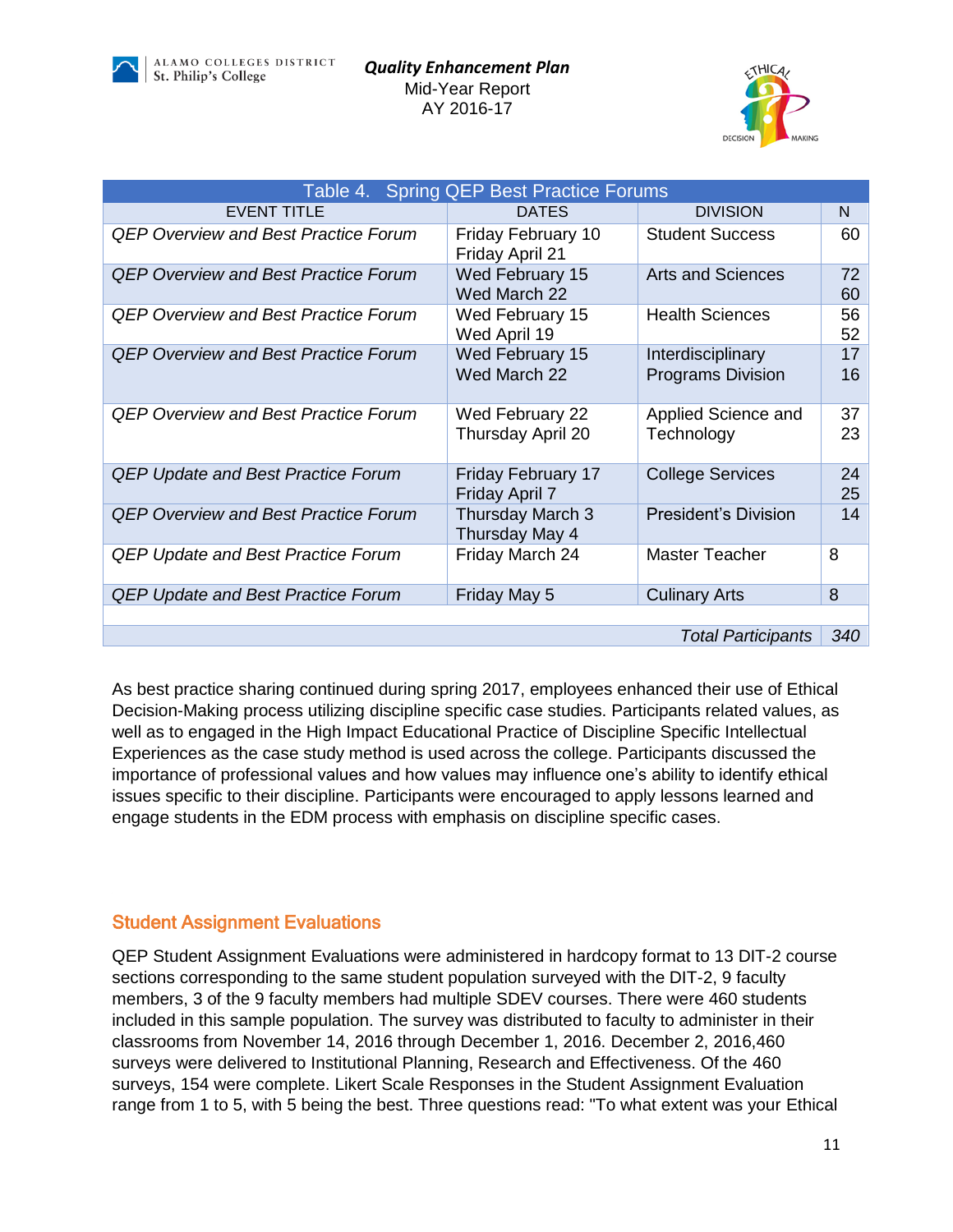| Table 4. Spring QEP Best Practice Forums | | | |
|---|---|---|---|
| EVENT TITLE | DATES | DIVISION | N |
| *QEP Overview and Best Practice Forum* | Friday February 10<br>Friday April 21 | Student Success | 60 |
| *QEP Overview and Best Practice Forum* | Wed February 15<br>Wed March 22 | Arts and Sciences | 72<br>60 |
| *QEP Overview and Best Practice Forum* | Wed February 15<br>Wed April 19 | Health Sciences | 56<br>52 |
| *QEP Overview and Best Practice Forum* | Wed February 15<br>Wed March 22 | Interdisciplinary Programs Division | 17<br>16 |
| *QEP Overview and Best Practice Forum* | Wed February 22<br>Thursday April 20 | Applied Science and Technology | 37<br>23 |
| *QEP Update and Best Practice Forum* | Friday February 17<br>Friday April 7 | College Services | 24<br>25 |
| *QEP Overview and Best Practice Forum* | Thursday March 3<br>Thursday May 4 | President's Division | 14 |
| *QEP Update and Best Practice Forum* | Friday March 24 | Master Teacher | 8 |
| *QEP Update and Best Practice Forum* | Friday May 5 | Culinary Arts | 8 |
| | | | |
| | | *Total Participants* | *340* |

As best practice sharing continued during spring 2017, employees enhanced their use of Ethical Decision-Making process utilizing discipline specific case studies. Participants related values, as well as to engaged in the High Impact Educational Practice of Discipline Specific Intellectual Experiences as the case study method is used across the college. Participants discussed the importance of professional values and how values may influence one's ability to identify ethical issues specific to their discipline. Participants were encouraged to apply lessons learned and engage students in the EDM process with emphasis on discipline specific cases.

## Student Assignment Evaluations

QEP Student Assignment Evaluations were administered in hardcopy format to 13 DIT-2 course sections corresponding to the same student population surveyed with the DIT-2, 9 faculty members, 3 of the 9 faculty members had multiple SDEV courses. There were 460 students included in this sample population. The survey was distributed to faculty to administer in their classrooms from November 14, 2016 through December 1, 2016. December 2, 2016,460 surveys were delivered to Institutional Planning, Research and Effectiveness. Of the 460 surveys, 154 were complete. Likert Scale Responses in the Student Assignment Evaluation range from 1 to 5, with 5 being the best. Three questions read: "To what extent was your Ethical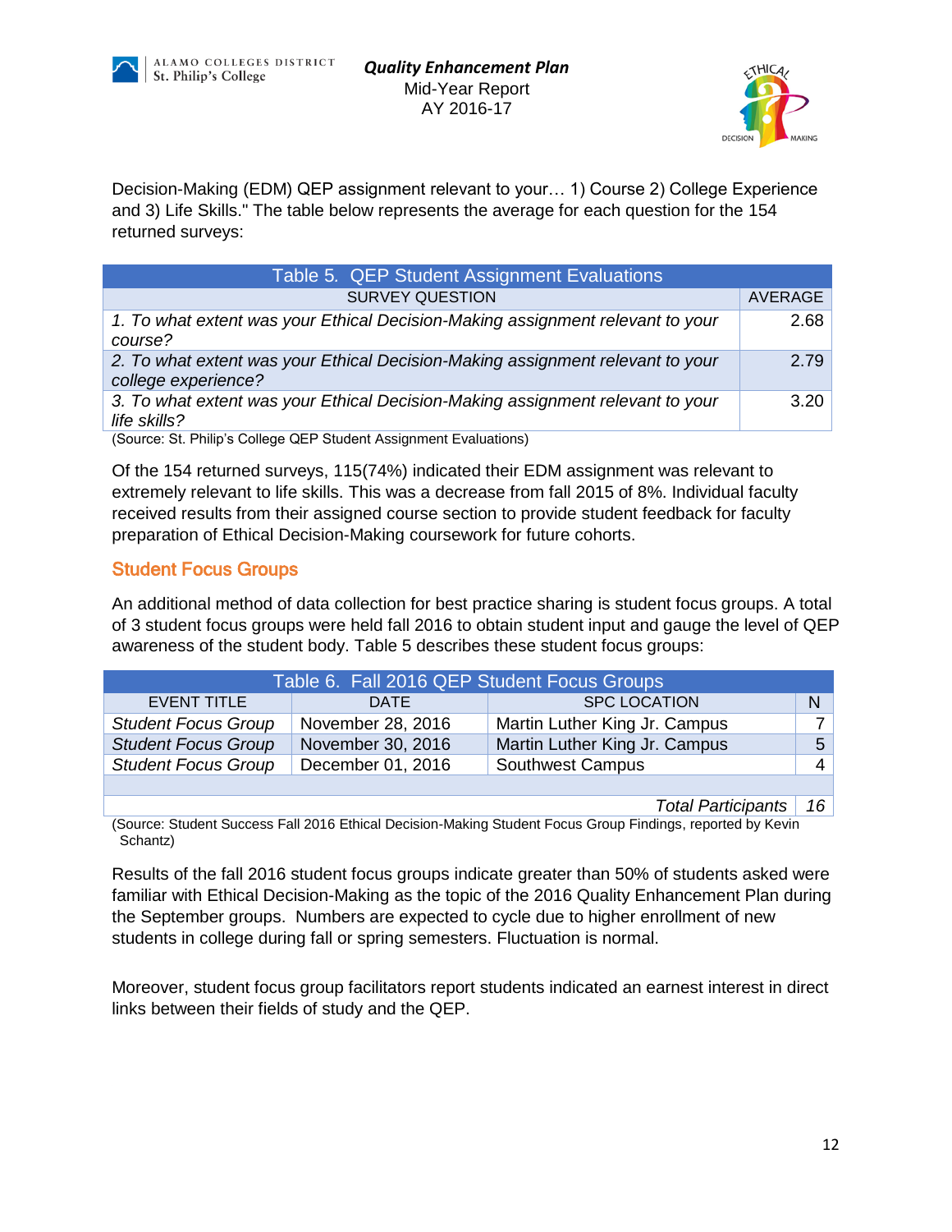Decision-Making (EDM) QEP assignment relevant to your… 1) Course 2) College Experience and 3) Life Skills." The table below represents the average for each question for the 154 returned surveys:

| Table 5. QEP Student Assignment Evaluations | |
|---|---|
| SURVEY QUESTION | AVERAGE |
| *1. To what extent was your Ethical Decision-Making assignment relevant to your course?* | 2.68 |
| *2. To what extent was your Ethical Decision-Making assignment relevant to your college experience?* | 2.79 |
| *3. To what extent was your Ethical Decision-Making assignment relevant to your life skills?* | 3.20 |

(Source: St. Philip's College QEP Student Assignment Evaluations)

Of the 154 returned surveys, 115(74%) indicated their EDM assignment was relevant to extremely relevant to life skills. This was a decrease from fall 2015 of 8%. Individual faculty received results from their assigned course section to provide student feedback for faculty preparation of Ethical Decision-Making coursework for future cohorts.

## Student Focus Groups

An additional method of data collection for best practice sharing is student focus groups. A total of 3 student focus groups were held fall 2016 to obtain student input and gauge the level of QEP awareness of the student body. Table 5 describes these student focus groups:

| Table 6. Fall 2016 QEP Student Focus Groups | | | |
|---|---|---|---|
| EVENT TITLE | DATE | SPC LOCATION | N |
| *Student Focus Group* | November 28, 2016 | Martin Luther King Jr. Campus | 7 |
| *Student Focus Group* | November 30, 2016 | Martin Luther King Jr. Campus | 5 |
| *Student Focus Group* | December 01, 2016 | Southwest Campus | 4 |
| | | | |
| | | *Total Participants* | *16* |

(Source: Student Success Fall 2016 Ethical Decision-Making Student Focus Group Findings, reported by Kevin Schantz)

Results of the fall 2016 student focus groups indicate greater than 50% of students asked were familiar with Ethical Decision-Making as the topic of the 2016 Quality Enhancement Plan during the September groups. Numbers are expected to cycle due to higher enrollment of new students in college during fall or spring semesters. Fluctuation is normal.

Moreover, student focus group facilitators report students indicated an earnest interest in direct links between their fields of study and the QEP.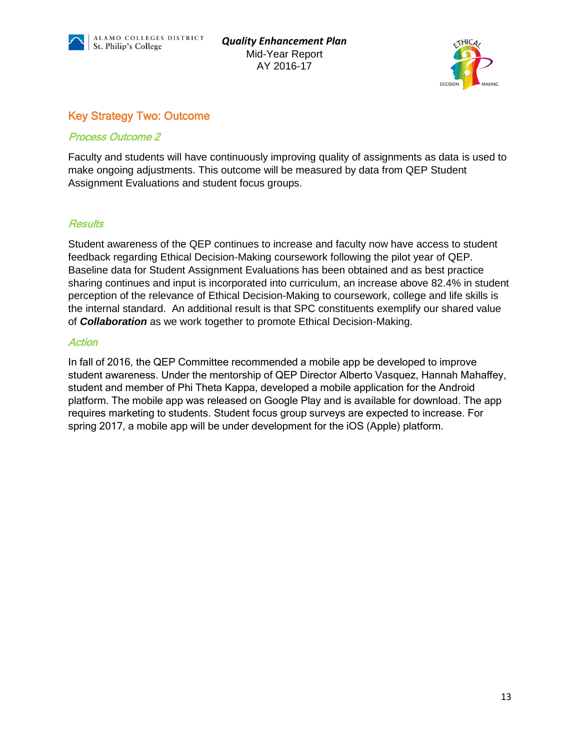## Key Strategy Two: Outcome

### *Process Outcome 2*

Faculty and students will have continuously improving quality of assignments as data is used to make ongoing adjustments. This outcome will be measured by data from QEP Student Assignment Evaluations and student focus groups.

### *Results*

Student awareness of the QEP continues to increase and faculty now have access to student feedback regarding Ethical Decision-Making coursework following the pilot year of QEP. Baseline data for Student Assignment Evaluations has been obtained and as best practice sharing continues and input is incorporated into curriculum, an increase above 82.4% in student perception of the relevance of Ethical Decision-Making to coursework, college and life skills is the internal standard. An additional result is that SPC constituents exemplify our shared value of ***Collaboration*** as we work together to promote Ethical Decision-Making.

### *Action*

In fall of 2016, the QEP Committee recommended a mobile app be developed to improve student awareness. Under the mentorship of QEP Director Alberto Vasquez, Hannah Mahaffey, student and member of Phi Theta Kappa, developed a mobile application for the Android platform. The mobile app was released on Google Play and is available for download. The app requires marketing to students. Student focus group surveys are expected to increase. For spring 2017, a mobile app will be under development for the iOS (Apple) platform.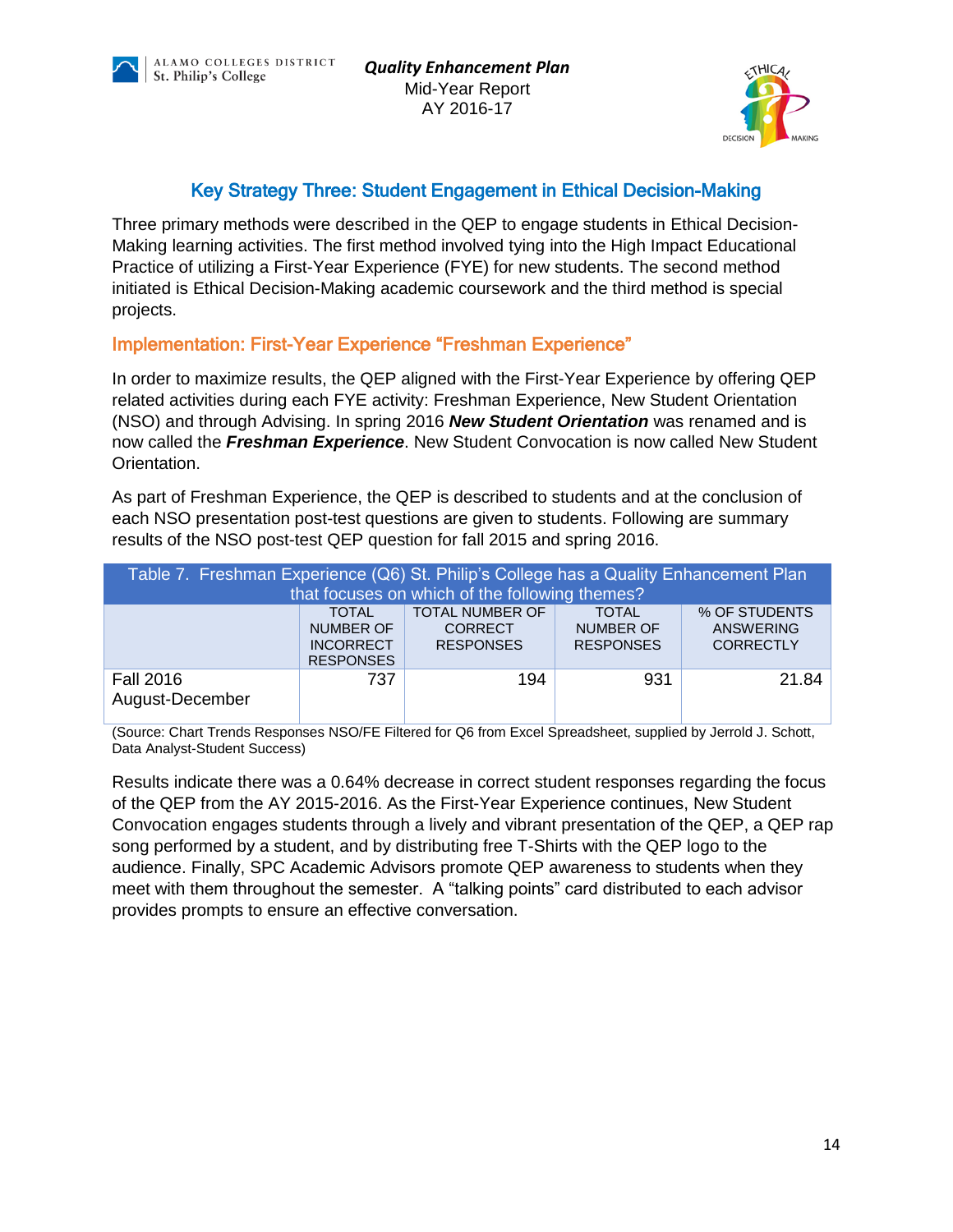## Key Strategy Three: Student Engagement in Ethical Decision-Making

Three primary methods were described in the QEP to engage students in Ethical Decision-Making learning activities. The first method involved tying into the High Impact Educational Practice of utilizing a First-Year Experience (FYE) for new students. The second method initiated is Ethical Decision-Making academic coursework and the third method is special projects.

### Implementation: First-Year Experience "Freshman Experience"

In order to maximize results, the QEP aligned with the First-Year Experience by offering QEP related activities during each FYE activity: Freshman Experience, New Student Orientation (NSO) and through Advising. In spring 2016 ***New Student Orientation*** was renamed and is now called the ***Freshman Experience***. New Student Convocation is now called New Student Orientation.

As part of Freshman Experience, the QEP is described to students and at the conclusion of each NSO presentation post-test questions are given to students. Following are summary results of the NSO post-test QEP question for fall 2015 and spring 2016.

Table 7. Freshman Experience (Q6) St. Philip's College has a Quality Enhancement Plan that focuses on which of the following themes?

| | TOTAL NUMBER OF INCORRECT RESPONSES | TOTAL NUMBER OF CORRECT RESPONSES | TOTAL NUMBER OF RESPONSES | % OF STUDENTS ANSWERING CORRECTLY |
|---|---|---|---|---|
| Fall 2016 August-December | 737 | 194 | 931 | 21.84 |

(Source: Chart Trends Responses NSO/FE Filtered for Q6 from Excel Spreadsheet, supplied by Jerrold J. Schott, Data Analyst-Student Success)

Results indicate there was a 0.64% decrease in correct student responses regarding the focus of the QEP from the AY 2015-2016. As the First-Year Experience continues, New Student Convocation engages students through a lively and vibrant presentation of the QEP, a QEP rap song performed by a student, and by distributing free T-Shirts with the QEP logo to the audience. Finally, SPC Academic Advisors promote QEP awareness to students when they meet with them throughout the semester. A "talking points" card distributed to each advisor provides prompts to ensure an effective conversation.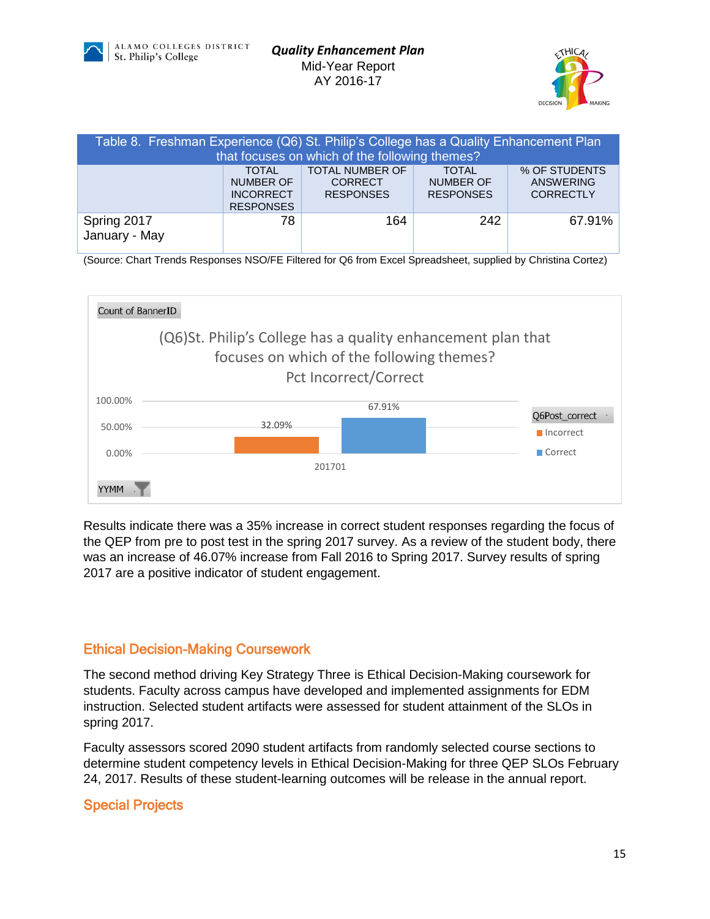| Table 8. Freshman Experience (Q6) St. Philip's College has a Quality Enhancement Plan that focuses on which of the following themes? | | | | |
|---|---|---|---|---|
| | TOTAL NUMBER OF INCORRECT RESPONSES | TOTAL NUMBER OF CORRECT RESPONSES | TOTAL NUMBER OF RESPONSES | % OF STUDENTS ANSWERING CORRECTLY |
| Spring 2017 January - May | 78 | 164 | 242 | 67.91% |

(Source: Chart Trends Responses NSO/FE Filtered for Q6 from Excel Spreadsheet, supplied by Christina Cortez)

Count of BannerID

(Q6)St. Philip's College has a quality enhancement plan that focuses on which of the following themes?
Pct Incorrect/Correct

| YYMM | Incorrect | Correct |
|---|---|---|
| 201701 | 32.09% | 67.91% |

Results indicate there was a 35% increase in correct student responses regarding the focus of the QEP from pre to post test in the spring 2017 survey. As a review of the student body, there was an increase of 46.07% increase from Fall 2016 to Spring 2017. Survey results of spring 2017 are a positive indicator of student engagement.

## Ethical Decision-Making Coursework

The second method driving Key Strategy Three is Ethical Decision-Making coursework for students. Faculty across campus have developed and implemented assignments for EDM instruction. Selected student artifacts were assessed for student attainment of the SLOs in spring 2017.

Faculty assessors scored 2090 student artifacts from randomly selected course sections to determine student competency levels in Ethical Decision-Making for three QEP SLOs February 24, 2017. Results of these student-learning outcomes will be release in the annual report.

## Special Projects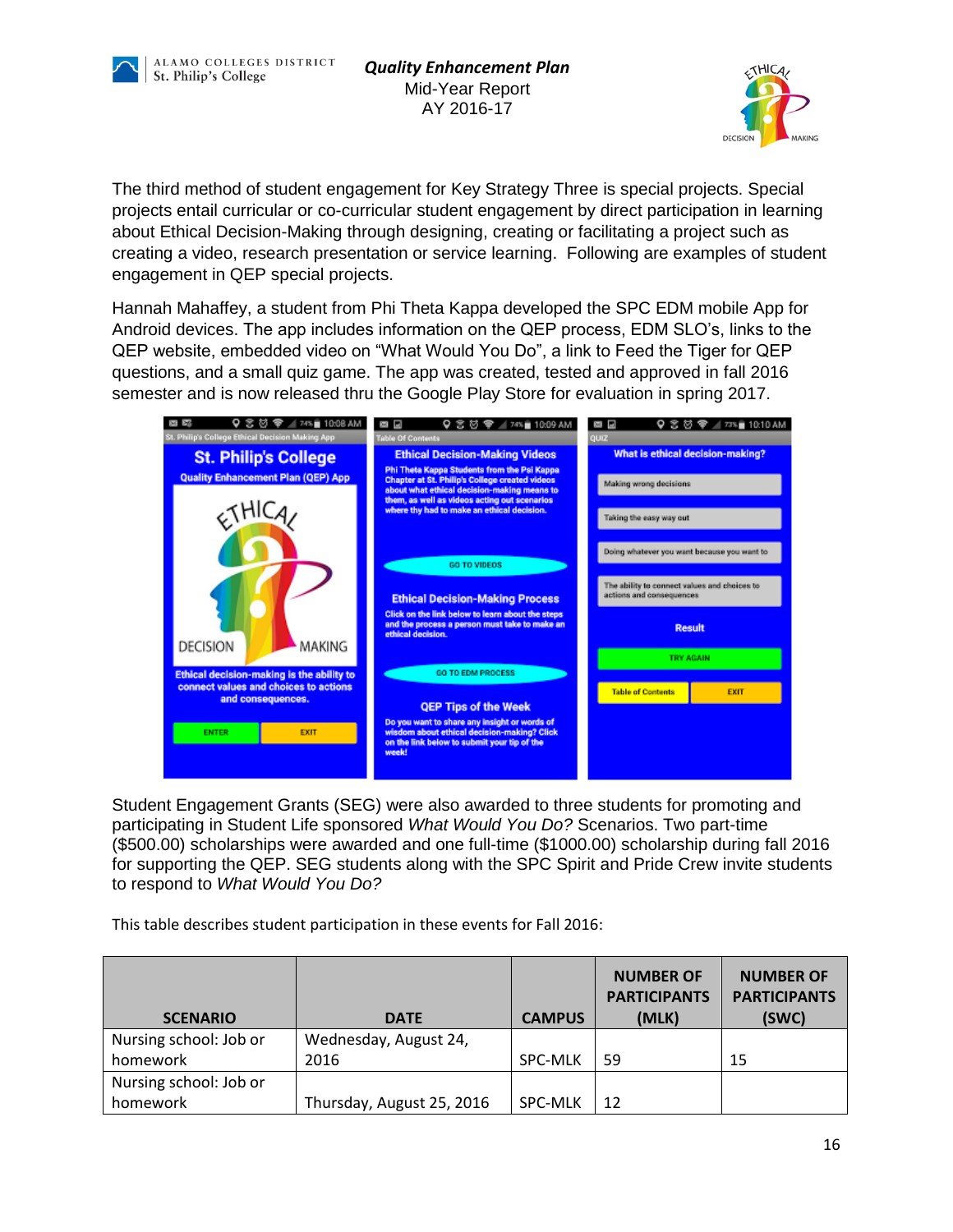The third method of student engagement for Key Strategy Three is special projects. Special projects entail curricular or co-curricular student engagement by direct participation in learning about Ethical Decision-Making through designing, creating or facilitating a project such as creating a video, research presentation or service learning. Following are examples of student engagement in QEP special projects.

Hannah Mahaffey, a student from Phi Theta Kappa developed the SPC EDM mobile App for Android devices. The app includes information on the QEP process, EDM SLO's, links to the QEP website, embedded video on "What Would You Do", a link to Feed the Tiger for QEP questions, and a small quiz game. The app was created, tested and approved in fall 2016 semester and is now released thru the Google Play Store for evaluation in spring 2017.

Student Engagement Grants (SEG) were also awarded to three students for promoting and participating in Student Life sponsored *What Would You Do?* Scenarios. Two part-time ($500.00) scholarships were awarded and one full-time ($1000.00) scholarship during fall 2016 for supporting the QEP. SEG students along with the SPC Spirit and Pride Crew invite students to respond to *What Would You Do?*

This table describes student participation in these events for Fall 2016:

| SCENARIO | DATE | CAMPUS | NUMBER OF PARTICIPANTS (MLK) | NUMBER OF PARTICIPANTS (SWC) |
|---|---|---|---|---|
| Nursing school: Job or homework | Wednesday, August 24, 2016 | SPC-MLK | 59 | 15 |
| Nursing school: Job or homework | Thursday, August 25, 2016 | SPC-MLK | 12 | |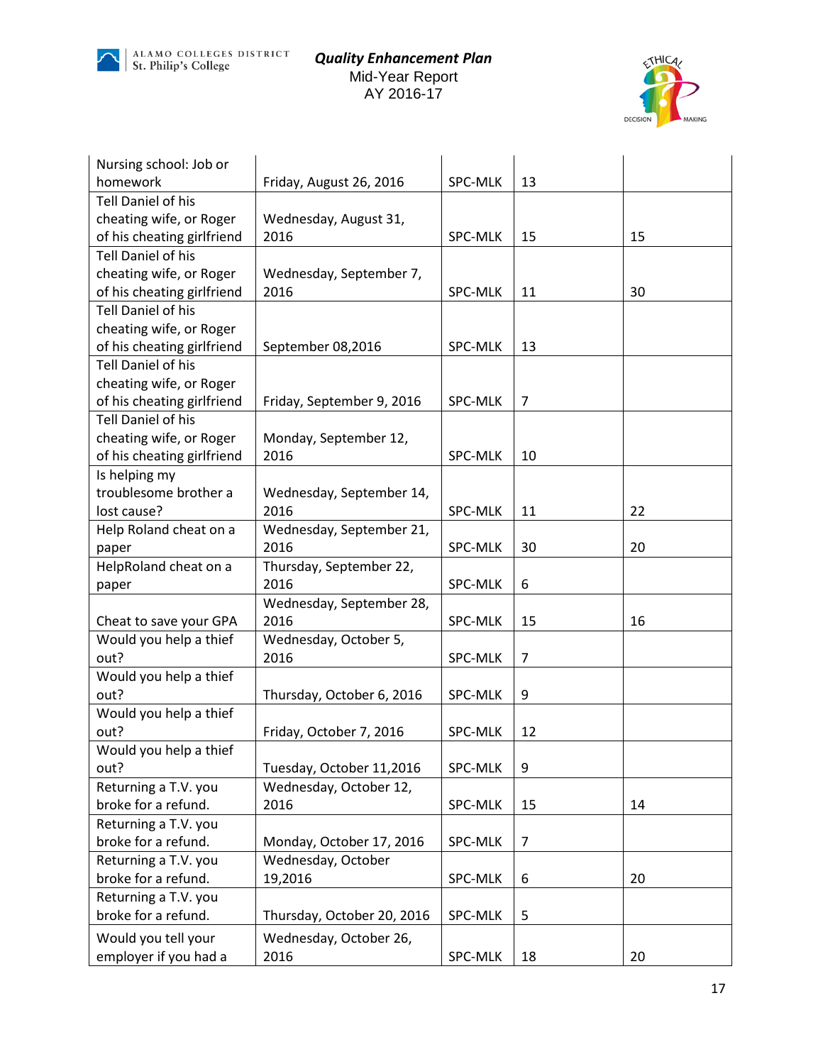| | | | | |
|---|---|---|---|---|
| Nursing school: Job or homework | Friday, August 26, 2016 | SPC-MLK | 13 | |
| Tell Daniel of his cheating wife, or Roger of his cheating girlfriend | Wednesday, August 31, 2016 | SPC-MLK | 15 | 15 |
| Tell Daniel of his cheating wife, or Roger of his cheating girlfriend | Wednesday, September 7, 2016 | SPC-MLK | 11 | 30 |
| Tell Daniel of his cheating wife, or Roger of his cheating girlfriend | September 08,2016 | SPC-MLK | 13 | |
| Tell Daniel of his cheating wife, or Roger of his cheating girlfriend | Friday, September 9, 2016 | SPC-MLK | 7 | |
| Tell Daniel of his cheating wife, or Roger of his cheating girlfriend | Monday, September 12, 2016 | SPC-MLK | 10 | |
| Is helping my troublesome brother a lost cause? | Wednesday, September 14, 2016 | SPC-MLK | 11 | 22 |
| Help Roland cheat on a paper | Wednesday, September 21, 2016 | SPC-MLK | 30 | 20 |
| HelpRoland cheat on a paper | Thursday, September 22, 2016 | SPC-MLK | 6 | |
| Cheat to save your GPA | Wednesday, September 28, 2016 | SPC-MLK | 15 | 16 |
| Would you help a thief out? | Wednesday, October 5, 2016 | SPC-MLK | 7 | |
| Would you help a thief out? | Thursday, October 6, 2016 | SPC-MLK | 9 | |
| Would you help a thief out? | Friday, October 7, 2016 | SPC-MLK | 12 | |
| Would you help a thief out? | Tuesday, October 11,2016 | SPC-MLK | 9 | |
| Returning a T.V. you broke for a refund. | Wednesday, October 12, 2016 | SPC-MLK | 15 | 14 |
| Returning a T.V. you broke for a refund. | Monday, October 17, 2016 | SPC-MLK | 7 | |
| Returning a T.V. you broke for a refund. | Wednesday, October 19,2016 | SPC-MLK | 6 | 20 |
| Returning a T.V. you broke for a refund. | Thursday, October 20, 2016 | SPC-MLK | 5 | |
| Would you tell your employer if you had a | Wednesday, October 26, 2016 | SPC-MLK | 18 | 20 |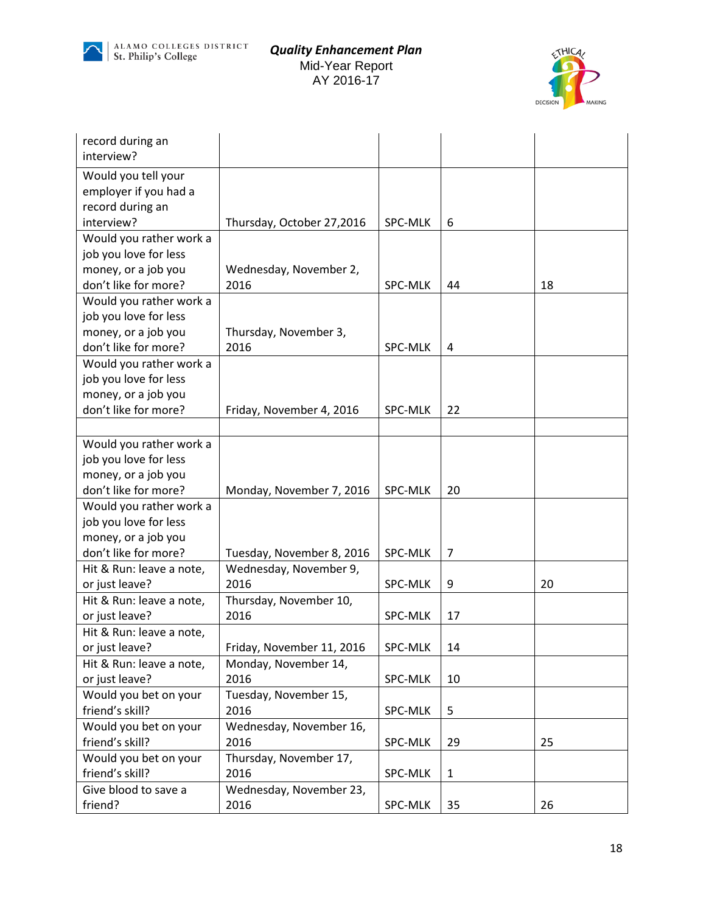| | | | | |
|---|---|---|---|---|
| record during an interview? | | | | |
| Would you tell your employer if you had a record during an interview? | Thursday, October 27,2016 | SPC-MLK | 6 | |
| Would you rather work a job you love for less money, or a job you don't like for more? | Wednesday, November 2, 2016 | SPC-MLK | 44 | 18 |
| Would you rather work a job you love for less money, or a job you don't like for more? | Thursday, November 3, 2016 | SPC-MLK | 4 | |
| Would you rather work a job you love for less money, or a job you don't like for more? | Friday, November 4, 2016 | SPC-MLK | 22 | |
| | | | | |
| Would you rather work a job you love for less money, or a job you don't like for more? | Monday, November 7, 2016 | SPC-MLK | 20 | |
| Would you rather work a job you love for less money, or a job you don't like for more? | Tuesday, November 8, 2016 | SPC-MLK | 7 | |
| Hit & Run: leave a note, or just leave? | Wednesday, November 9, 2016 | SPC-MLK | 9 | 20 |
| Hit & Run: leave a note, or just leave? | Thursday, November 10, 2016 | SPC-MLK | 17 | |
| Hit & Run: leave a note, or just leave? | Friday, November 11, 2016 | SPC-MLK | 14 | |
| Hit & Run: leave a note, or just leave? | Monday, November 14, 2016 | SPC-MLK | 10 | |
| Would you bet on your friend's skill? | Tuesday, November 15, 2016 | SPC-MLK | 5 | |
| Would you bet on your friend's skill? | Wednesday, November 16, 2016 | SPC-MLK | 29 | 25 |
| Would you bet on your friend's skill? | Thursday, November 17, 2016 | SPC-MLK | 1 | |
| Give blood to save a friend? | Wednesday, November 23, 2016 | SPC-MLK | 35 | 26 |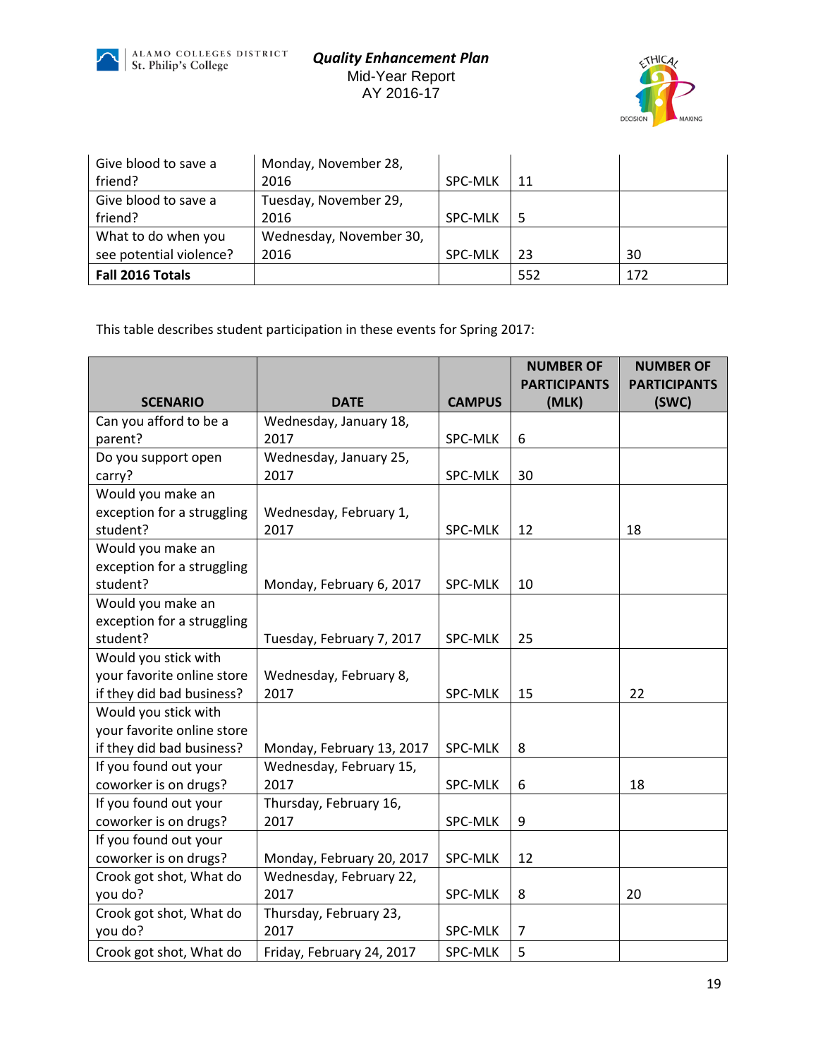| | | | | |
|---|---|---|---|---|
| Give blood to save a friend? | Monday, November 28, 2016 | SPC-MLK | 11 | |
| Give blood to save a friend? | Tuesday, November 29, 2016 | SPC-MLK | 5 | |
| What to do when you see potential violence? | Wednesday, November 30, 2016 | SPC-MLK | 23 | 30 |
| **Fall 2016 Totals** | | | 552 | 172 |

This table describes student participation in these events for Spring 2017:

| SCENARIO | DATE | CAMPUS | NUMBER OF PARTICIPANTS (MLK) | NUMBER OF PARTICIPANTS (SWC) |
|---|---|---|---|---|
| Can you afford to be a parent? | Wednesday, January 18, 2017 | SPC-MLK | 6 | |
| Do you support open carry? | Wednesday, January 25, 2017 | SPC-MLK | 30 | |
| Would you make an exception for a struggling student? | Wednesday, February 1, 2017 | SPC-MLK | 12 | 18 |
| Would you make an exception for a struggling student? | Monday, February 6, 2017 | SPC-MLK | 10 | |
| Would you make an exception for a struggling student? | Tuesday, February 7, 2017 | SPC-MLK | 25 | |
| Would you stick with your favorite online store if they did bad business? | Wednesday, February 8, 2017 | SPC-MLK | 15 | 22 |
| Would you stick with your favorite online store if they did bad business? | Monday, February 13, 2017 | SPC-MLK | 8 | |
| If you found out your coworker is on drugs? | Wednesday, February 15, 2017 | SPC-MLK | 6 | 18 |
| If you found out your coworker is on drugs? | Thursday, February 16, 2017 | SPC-MLK | 9 | |
| If you found out your coworker is on drugs? | Monday, February 20, 2017 | SPC-MLK | 12 | |
| Crook got shot, What do you do? | Wednesday, February 22, 2017 | SPC-MLK | 8 | 20 |
| Crook got shot, What do you do? | Thursday, February 23, 2017 | SPC-MLK | 7 | |
| Crook got shot, What do | Friday, February 24, 2017 | SPC-MLK | 5 | |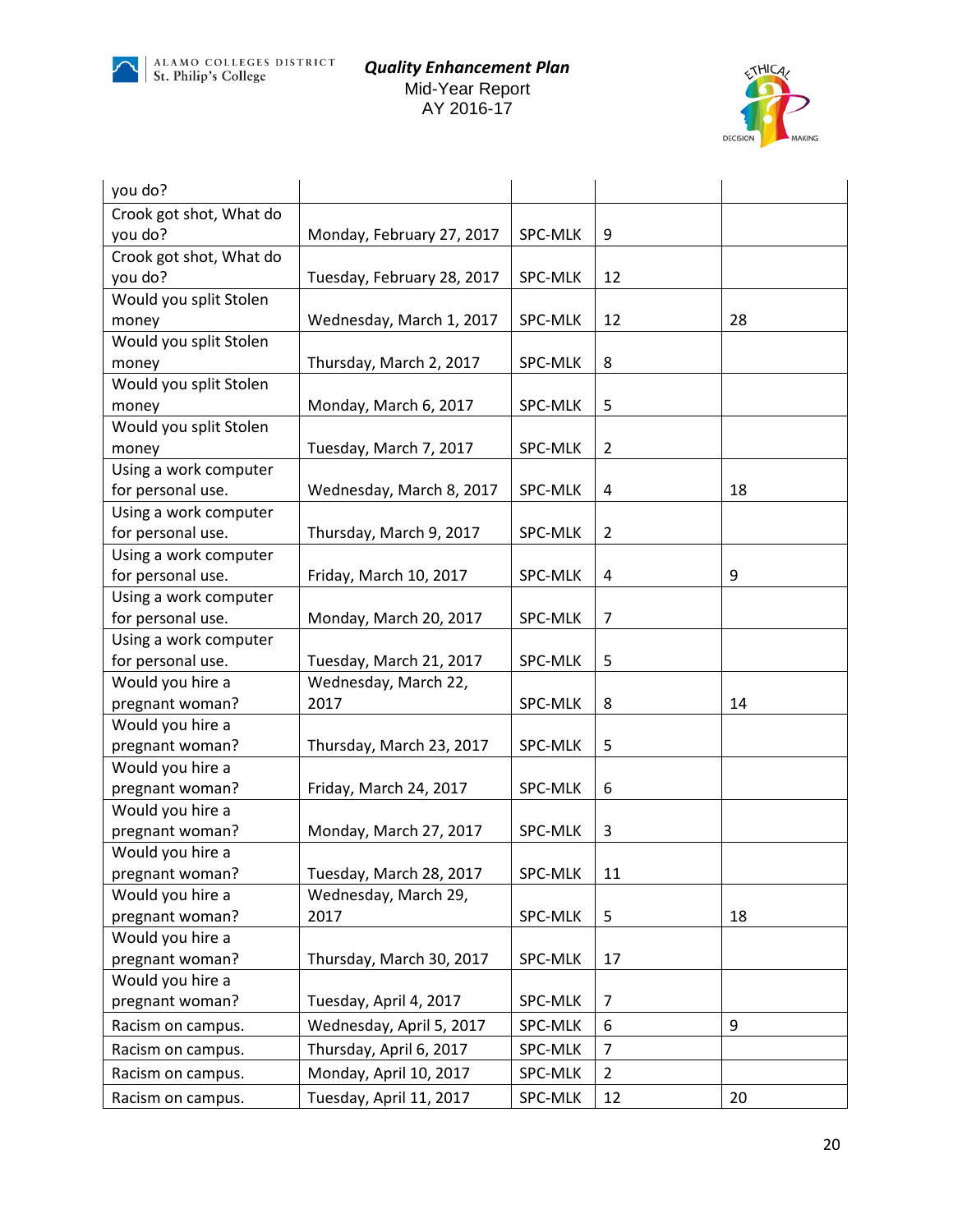| | | | | |
|---|---|---|---|---|
| you do? | | | | |
| Crook got shot, What do you do? | Monday, February 27, 2017 | SPC-MLK | 9 | |
| Crook got shot, What do you do? | Tuesday, February 28, 2017 | SPC-MLK | 12 | |
| Would you split Stolen money | Wednesday, March 1, 2017 | SPC-MLK | 12 | 28 |
| Would you split Stolen money | Thursday, March 2, 2017 | SPC-MLK | 8 | |
| Would you split Stolen money | Monday, March 6, 2017 | SPC-MLK | 5 | |
| Would you split Stolen money | Tuesday, March 7, 2017 | SPC-MLK | 2 | |
| Using a work computer for personal use. | Wednesday, March 8, 2017 | SPC-MLK | 4 | 18 |
| Using a work computer for personal use. | Thursday, March 9, 2017 | SPC-MLK | 2 | |
| Using a work computer for personal use. | Friday, March 10, 2017 | SPC-MLK | 4 | 9 |
| Using a work computer for personal use. | Monday, March 20, 2017 | SPC-MLK | 7 | |
| Using a work computer for personal use. | Tuesday, March 21, 2017 | SPC-MLK | 5 | |
| Would you hire a pregnant woman? | Wednesday, March 22, 2017 | SPC-MLK | 8 | 14 |
| Would you hire a pregnant woman? | Thursday, March 23, 2017 | SPC-MLK | 5 | |
| Would you hire a pregnant woman? | Friday, March 24, 2017 | SPC-MLK | 6 | |
| Would you hire a pregnant woman? | Monday, March 27, 2017 | SPC-MLK | 3 | |
| Would you hire a pregnant woman? | Tuesday, March 28, 2017 | SPC-MLK | 11 | |
| Would you hire a pregnant woman? | Wednesday, March 29, 2017 | SPC-MLK | 5 | 18 |
| Would you hire a pregnant woman? | Thursday, March 30, 2017 | SPC-MLK | 17 | |
| Would you hire a pregnant woman? | Tuesday, April 4, 2017 | SPC-MLK | 7 | |
| Racism on campus. | Wednesday, April 5, 2017 | SPC-MLK | 6 | 9 |
| Racism on campus. | Thursday, April 6, 2017 | SPC-MLK | 7 | |
| Racism on campus. | Monday, April 10, 2017 | SPC-MLK | 2 | |
| Racism on campus. | Tuesday, April 11, 2017 | SPC-MLK | 12 | 20 |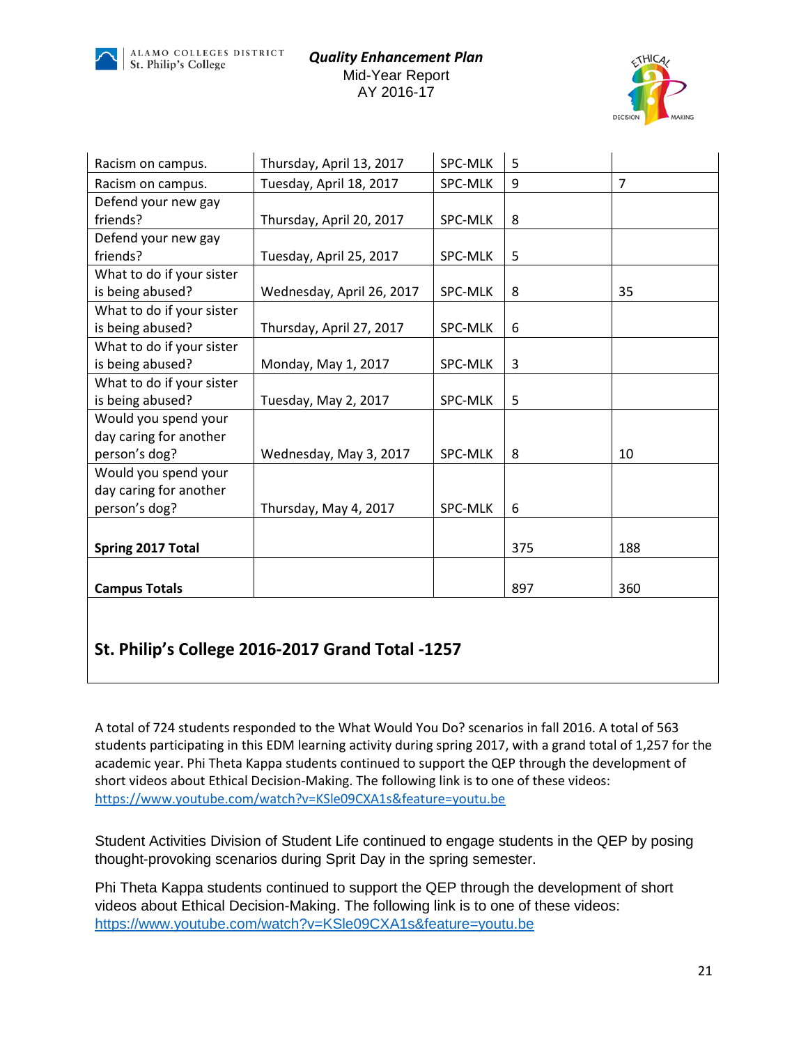| | | | | |
|---|---|---|---|---|
| Racism on campus. | Thursday, April 13, 2017 | SPC-MLK | 5 | |
| Racism on campus. | Tuesday, April 18, 2017 | SPC-MLK | 9 | 7 |
| Defend your new gay friends? | Thursday, April 20, 2017 | SPC-MLK | 8 | |
| Defend your new gay friends? | Tuesday, April 25, 2017 | SPC-MLK | 5 | |
| What to do if your sister is being abused? | Wednesday, April 26, 2017 | SPC-MLK | 8 | 35 |
| What to do if your sister is being abused? | Thursday, April 27, 2017 | SPC-MLK | 6 | |
| What to do if your sister is being abused? | Monday, May 1, 2017 | SPC-MLK | 3 | |
| What to do if your sister is being abused? | Tuesday, May 2, 2017 | SPC-MLK | 5 | |
| Would you spend your day caring for another person's dog? | Wednesday, May 3, 2017 | SPC-MLK | 8 | 10 |
| Would you spend your day caring for another person's dog? | Thursday, May 4, 2017 | SPC-MLK | 6 | |
| **Spring 2017 Total** | | | 375 | 188 |
| **Campus Totals** | | | 897 | 360 |
| **St. Philip's College 2016-2017 Grand Total -1257** | | | | |

A total of 724 students responded to the What Would You Do? scenarios in fall 2016. A total of 563 students participating in this EDM learning activity during spring 2017, with a grand total of 1,257 for the academic year. Phi Theta Kappa students continued to support the QEP through the development of short videos about Ethical Decision-Making. The following link is to one of these videos: https://www.youtube.com/watch?v=KSle09CXA1s&feature=youtu.be

Student Activities Division of Student Life continued to engage students in the QEP by posing thought-provoking scenarios during Sprit Day in the spring semester.

Phi Theta Kappa students continued to support the QEP through the development of short videos about Ethical Decision-Making. The following link is to one of these videos: https://www.youtube.com/watch?v=KSle09CXA1s&feature=youtu.be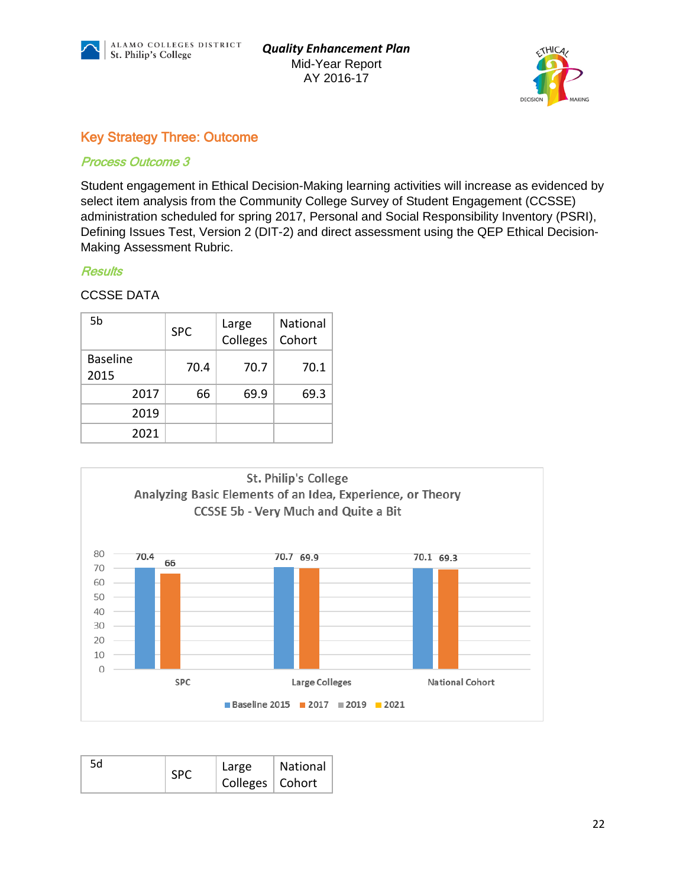**Quality Enhancement Plan**
Mid-Year Report
AY 2016-17

## Key Strategy Three: Outcome

### *Process Outcome 3*

Student engagement in Ethical Decision-Making learning activities will increase as evidenced by select item analysis from the Community College Survey of Student Engagement (CCSSE) administration scheduled for spring 2017, Personal and Social Responsibility Inventory (PSRI), Defining Issues Test, Version 2 (DIT-2) and direct assessment using the QEP Ethical Decision-Making Assessment Rubric.

### *Results*

CCSSE DATA

| 5b | SPC | Large Colleges | National Cohort |
|---|---|---|---|
| Baseline 2015 | 70.4 | 70.7 | 70.1 |
| 2017 | 66 | 69.9 | 69.3 |
| 2019 | | | |
| 2021 | | | |

St. Philip's College
Analyzing Basic Elements of an Idea, Experience, or Theory
CCSSE 5b - Very Much and Quite a Bit

| | Baseline 2015 | 2017 | 2019 | 2021 |
|---|---|---|---|---|
| SPC | 70.4 | 66 | | |
| Large Colleges | 70.7 | 69.9 | | |
| National Cohort | 70.1 | 69.3 | | |

| 5d | SPC | Large Colleges | National Cohort |
|---|---|---|---|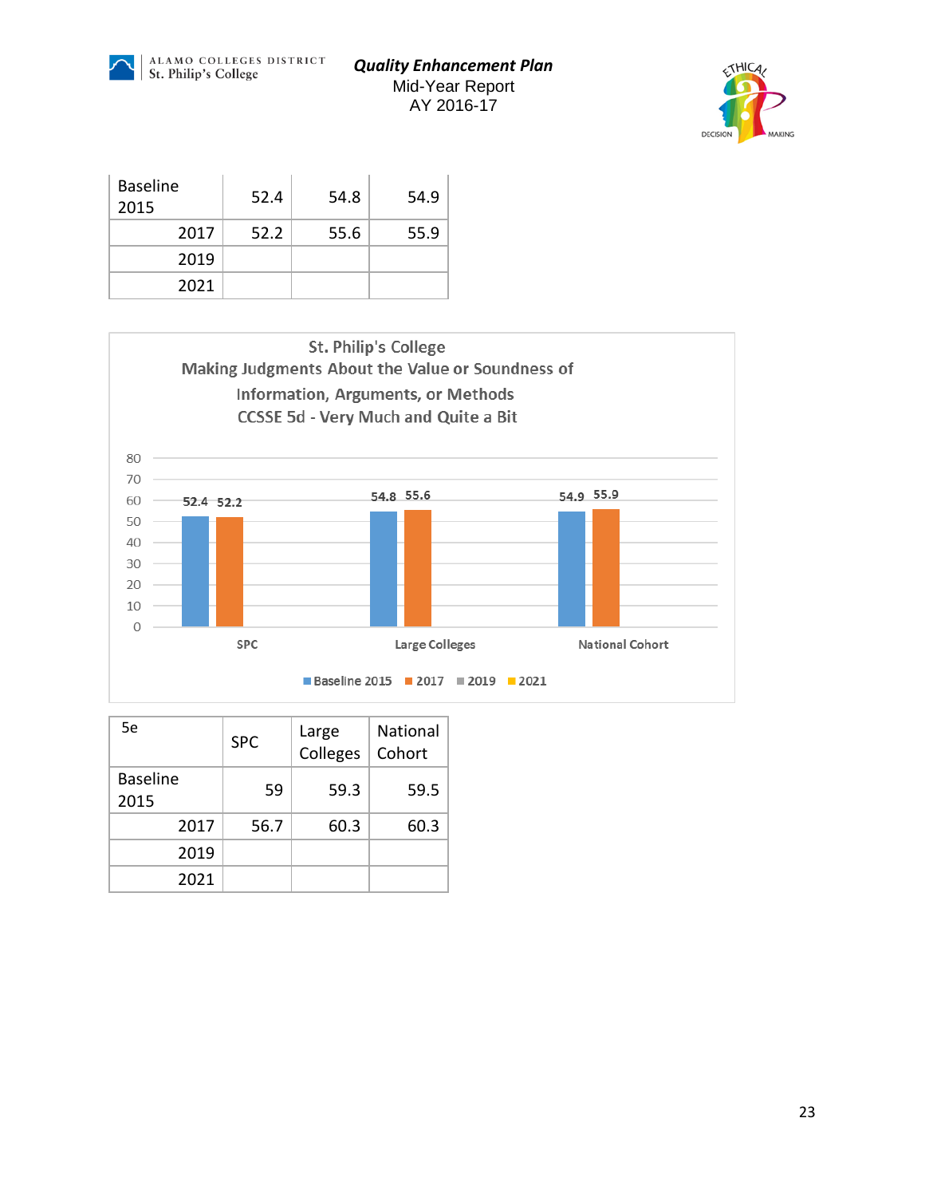| | | | |
|---|---|---|---|
| Baseline 2015 | 52.4 | 54.8 | 54.9 |
| 2017 | 52.2 | 55.6 | 55.9 |
| 2019 | | | |
| 2021 | | | |

St. Philip's College
Making Judgments About the Value or Soundness of Information, Arguments, or Methods
CCSSE 5d - Very Much and Quite a Bit

| | SPC | Large Colleges | National Cohort |
|---|---|---|---|
| Baseline 2015 | 52.4 | 54.8 | 54.9 |
| 2017 | 52.2 | 55.6 | 55.9 |

| 5e | SPC | Large Colleges | National Cohort |
|---|---|---|---|
| Baseline 2015 | 59 | 59.3 | 59.5 |
| 2017 | 56.7 | 60.3 | 60.3 |
| 2019 | | | |
| 2021 | | | |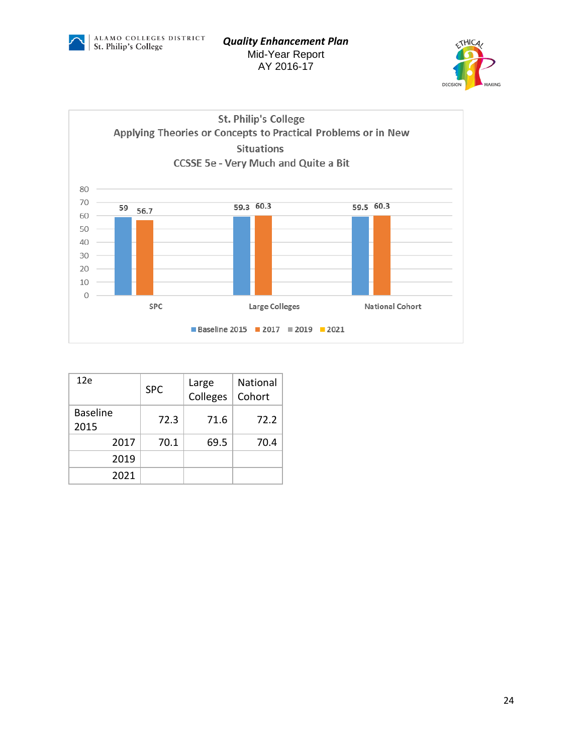St. Philip's College
Applying Theories or Concepts to Practical Problems or in New Situations
CCSSE 5e - Very Much and Quite a Bit

| | Baseline 2015 | 2017 | 2019 | 2021 |
|---|---|---|---|---|
| SPC | 59 | 56.7 | | |
| Large Colleges | 59.3 | 60.3 | | |
| National Cohort | 59.5 | 60.3 | | |

| 12e | SPC | Large Colleges | National Cohort |
|---|---|---|---|
| Baseline 2015 | 72.3 | 71.6 | 72.2 |
| 2017 | 70.1 | 69.5 | 70.4 |
| 2019 | | | |
| 2021 | | | |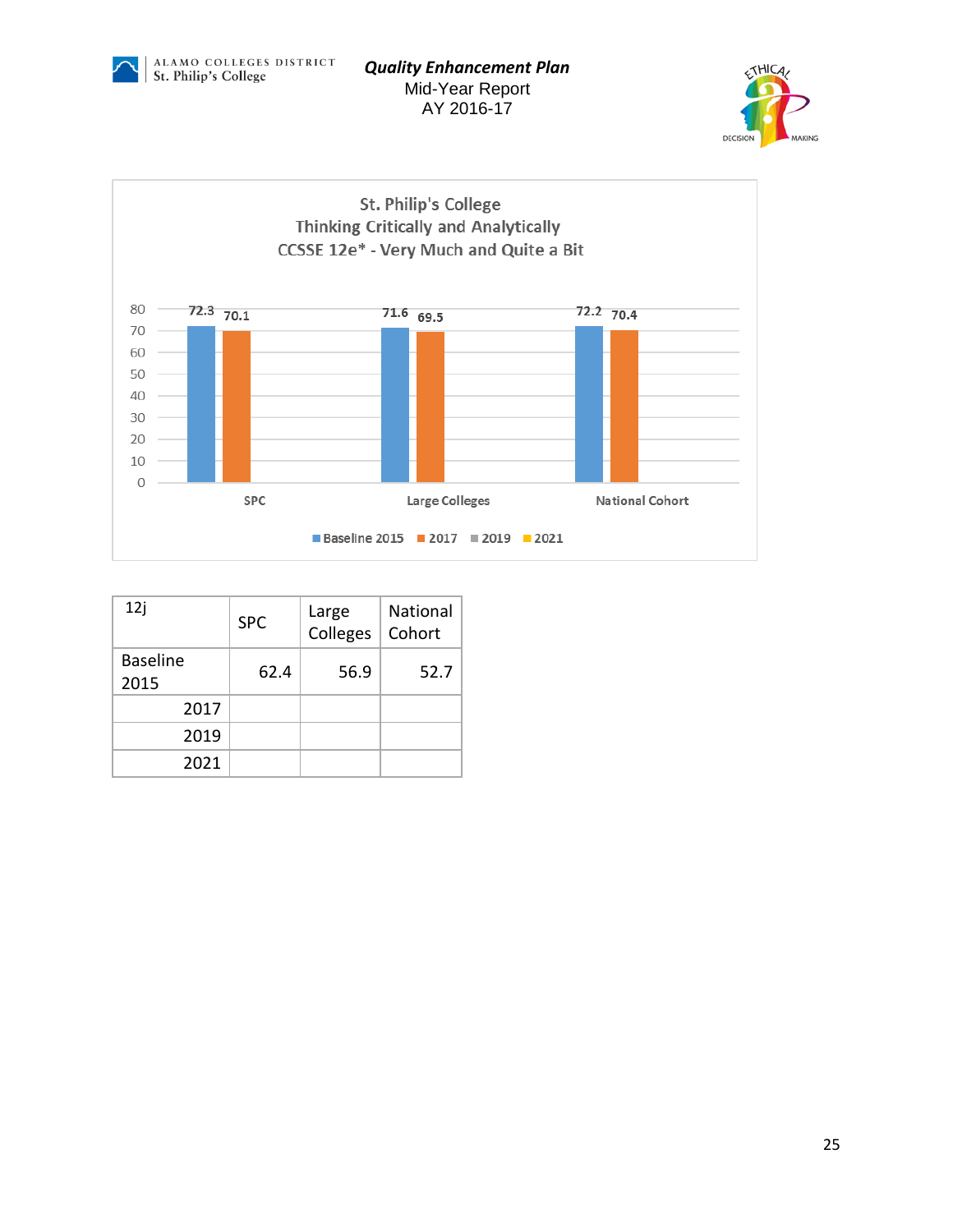St. Philip's College
Thinking Critically and Analytically
CCSSE 12e* - Very Much and Quite a Bit

| | Baseline 2015 | 2017 | 2019 | 2021 |
|---|---|---|---|---|
| SPC | 72.3 | 70.1 | | |
| Large Colleges | 71.6 | 69.5 | | |
| National Cohort | 72.2 | 70.4 | | |

| 12j | SPC | Large Colleges | National Cohort |
|---|---|---|---|
| Baseline 2015 | 62.4 | 56.9 | 52.7 |
| 2017 | | | |
| 2019 | | | |
| 2021 | | | |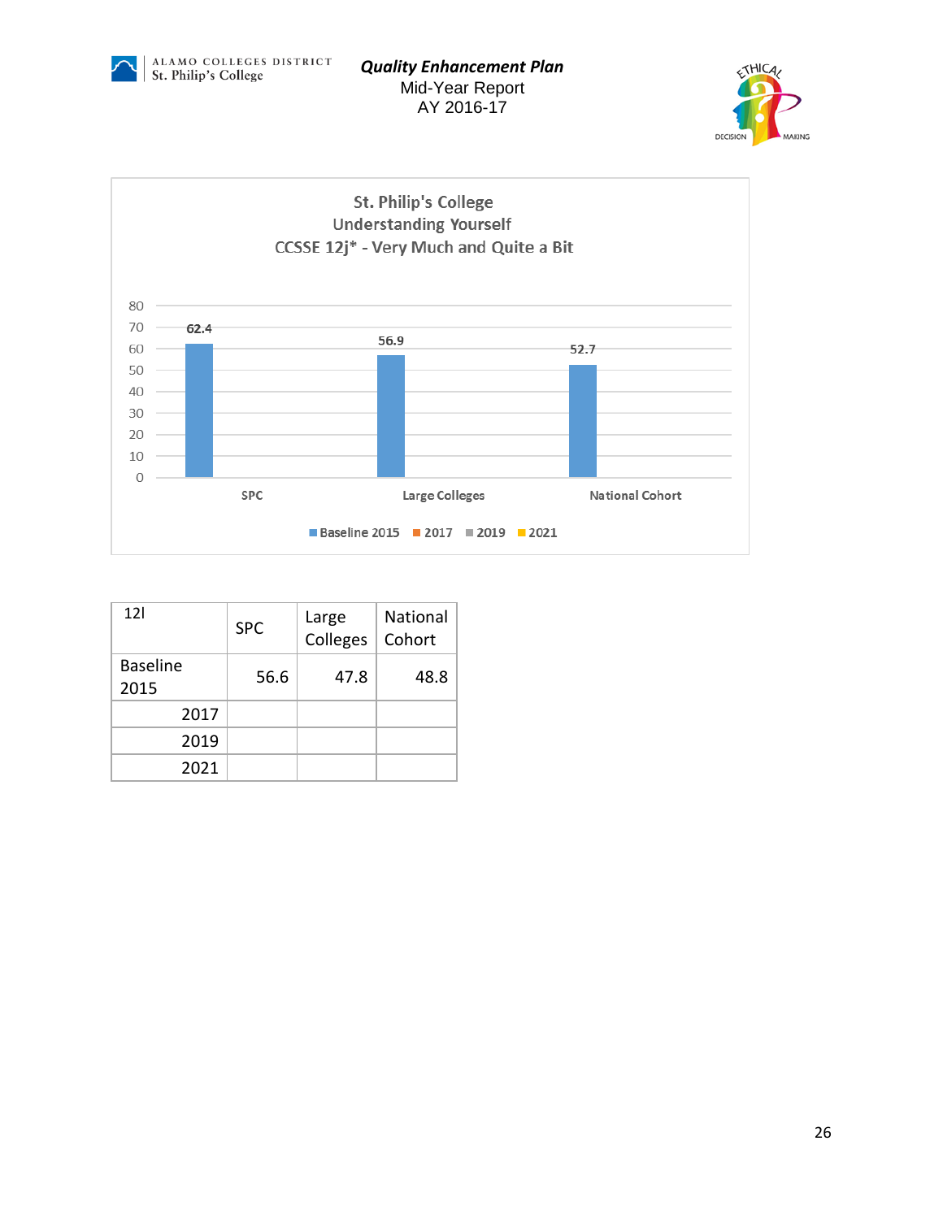**Quality Enhancement Plan**
Mid-Year Report
AY 2016-17

St. Philip's College
Understanding Yourself
CCSSE 12j* - Very Much and Quite a Bit

| | SPC | Large Colleges | National Cohort |
|---|---|---|---|
| Baseline 2015 | 62.4 | 56.9 | 52.7 |
| 2017 | | | |
| 2019 | | | |
| 2021 | | | |

| 12l | SPC | Large Colleges | National Cohort |
|---|---|---|---|
| Baseline 2015 | 56.6 | 47.8 | 48.8 |
| 2017 | | | |
| 2019 | | | |
| 2021 | | | |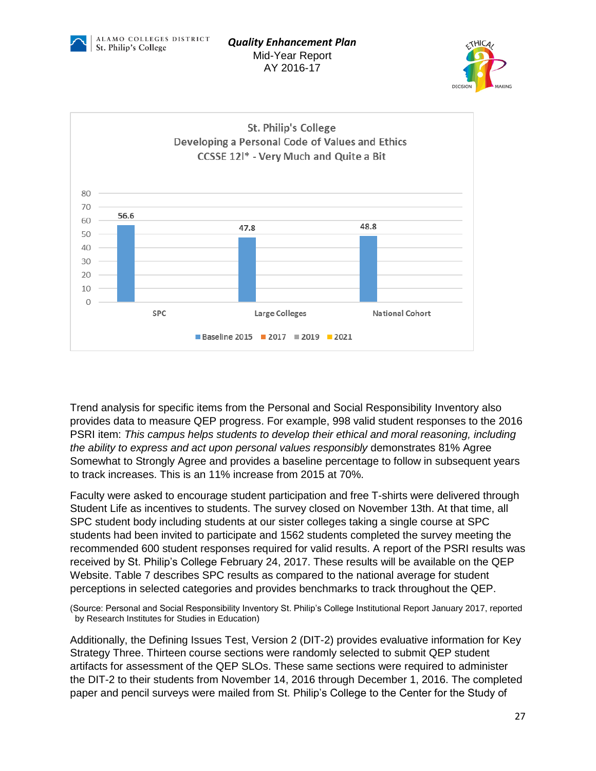**St. Philip's College**
**Developing a Personal Code of Values and Ethics**
**CCSSE 12I\* - Very Much and Quite a Bit**

| | Baseline 2015 | 2017 | 2019 | 2021 |
|---|---|---|---|---|
| SPC | 56.6 | | | |
| Large Colleges | 47.8 | | | |
| National Cohort | 48.8 | | | |

Trend analysis for specific items from the Personal and Social Responsibility Inventory also provides data to measure QEP progress. For example, 998 valid student responses to the 2016 PSRI item: *This campus helps students to develop their ethical and moral reasoning, including the ability to express and act upon personal values responsibly* demonstrates 81% Agree Somewhat to Strongly Agree and provides a baseline percentage to follow in subsequent years to track increases. This is an 11% increase from 2015 at 70%.

Faculty were asked to encourage student participation and free T-shirts were delivered through Student Life as incentives to students. The survey closed on November 13th. At that time, all SPC student body including students at our sister colleges taking a single course at SPC students had been invited to participate and 1562 students completed the survey meeting the recommended 600 student responses required for valid results. A report of the PSRI results was received by St. Philip's College February 24, 2017. These results will be available on the QEP Website. Table 7 describes SPC results as compared to the national average for student perceptions in selected categories and provides benchmarks to track throughout the QEP.

(Source: Personal and Social Responsibility Inventory St. Philip's College Institutional Report January 2017, reported by Research Institutes for Studies in Education)

Additionally, the Defining Issues Test, Version 2 (DIT-2) provides evaluative information for Key Strategy Three. Thirteen course sections were randomly selected to submit QEP student artifacts for assessment of the QEP SLOs. These same sections were required to administer the DIT-2 to their students from November 14, 2016 through December 1, 2016. The completed paper and pencil surveys were mailed from St. Philip's College to the Center for the Study of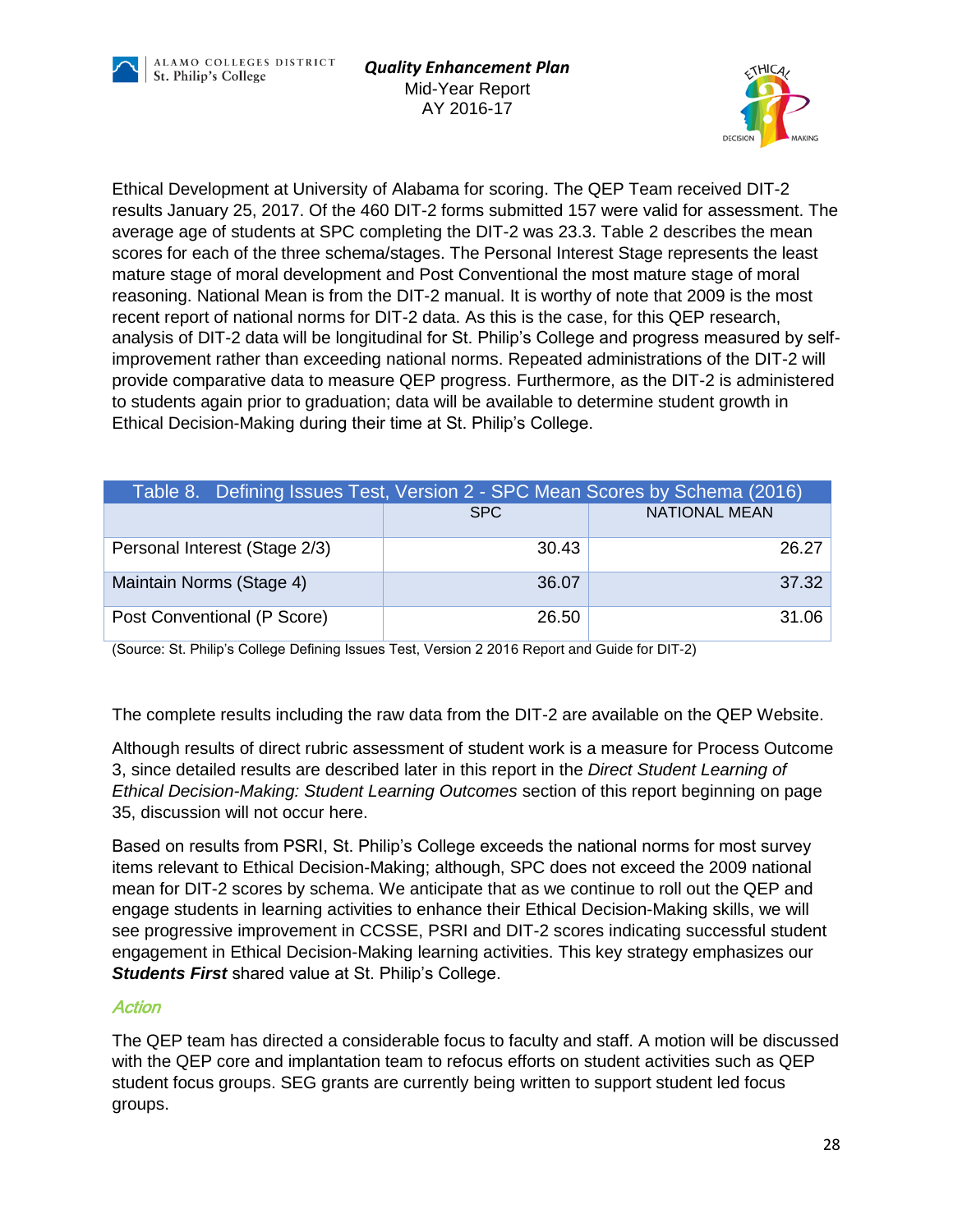Ethical Development at University of Alabama for scoring. The QEP Team received DIT-2 results January 25, 2017. Of the 460 DIT-2 forms submitted 157 were valid for assessment. The average age of students at SPC completing the DIT-2 was 23.3. Table 2 describes the mean scores for each of the three schema/stages. The Personal Interest Stage represents the least mature stage of moral development and Post Conventional the most mature stage of moral reasoning. National Mean is from the DIT-2 manual. It is worthy of note that 2009 is the most recent report of national norms for DIT-2 data. As this is the case, for this QEP research, analysis of DIT-2 data will be longitudinal for St. Philip's College and progress measured by self-improvement rather than exceeding national norms. Repeated administrations of the DIT-2 will provide comparative data to measure QEP progress. Furthermore, as the DIT-2 is administered to students again prior to graduation; data will be available to determine student growth in Ethical Decision-Making during their time at St. Philip's College.

Table 8. Defining Issues Test, Version 2 - SPC Mean Scores by Schema (2016)

| | SPC | NATIONAL MEAN |
|---|---|---|
| Personal Interest (Stage 2/3) | 30.43 | 26.27 |
| Maintain Norms (Stage 4) | 36.07 | 37.32 |
| Post Conventional (P Score) | 26.50 | 31.06 |

(Source: St. Philip's College Defining Issues Test, Version 2 2016 Report and Guide for DIT-2)

The complete results including the raw data from the DIT-2 are available on the QEP Website.

Although results of direct rubric assessment of student work is a measure for Process Outcome 3, since detailed results are described later in this report in the *Direct Student Learning of Ethical Decision-Making: Student Learning Outcomes* section of this report beginning on page 35, discussion will not occur here.

Based on results from PSRI, St. Philip's College exceeds the national norms for most survey items relevant to Ethical Decision-Making; although, SPC does not exceed the 2009 national mean for DIT-2 scores by schema. We anticipate that as we continue to roll out the QEP and engage students in learning activities to enhance their Ethical Decision-Making skills, we will see progressive improvement in CCSSE, PSRI and DIT-2 scores indicating successful student engagement in Ethical Decision-Making learning activities. This key strategy emphasizes our ***Students First*** shared value at St. Philip's College.

### *Action*

The QEP team has directed a considerable focus to faculty and staff. A motion will be discussed with the QEP core and implantation team to refocus efforts on student activities such as QEP student focus groups. SEG grants are currently being written to support student led focus groups.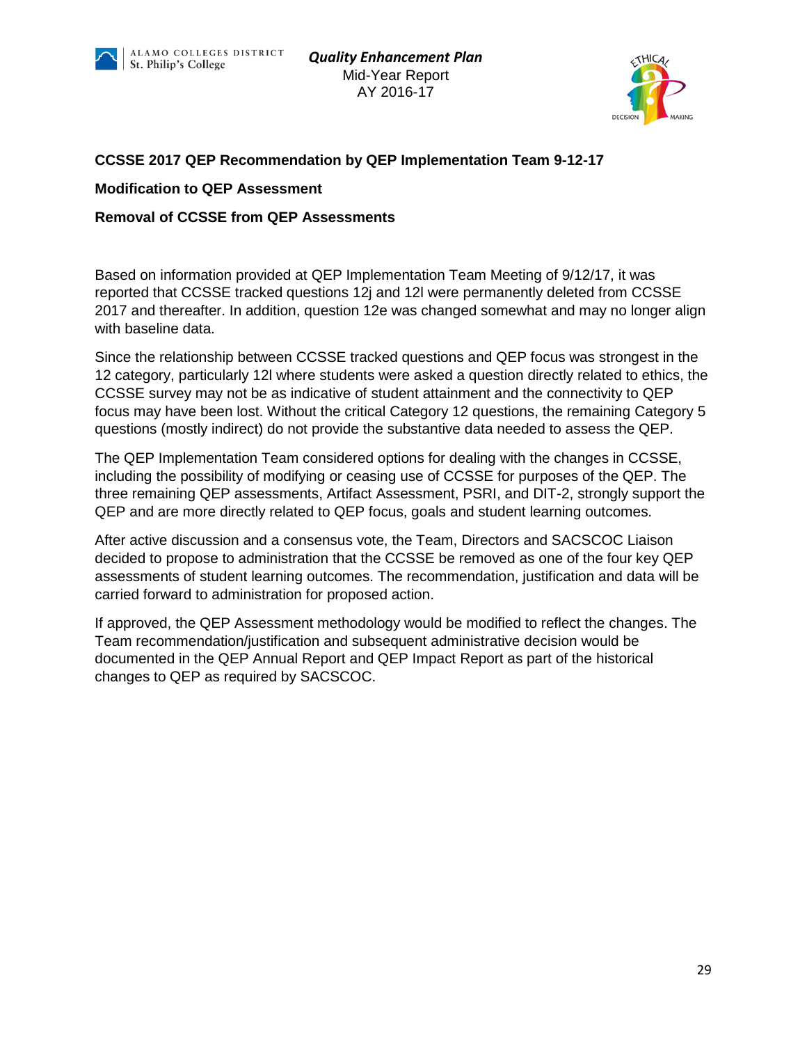**CCSSE 2017 QEP Recommendation by QEP Implementation Team 9-12-17**

**Modification to QEP Assessment**

**Removal of CCSSE from QEP Assessments**

Based on information provided at QEP Implementation Team Meeting of 9/12/17, it was reported that CCSSE tracked questions 12j and 12l were permanently deleted from CCSSE 2017 and thereafter. In addition, question 12e was changed somewhat and may no longer align with baseline data.

Since the relationship between CCSSE tracked questions and QEP focus was strongest in the 12 category, particularly 12l where students were asked a question directly related to ethics, the CCSSE survey may not be as indicative of student attainment and the connectivity to QEP focus may have been lost. Without the critical Category 12 questions, the remaining Category 5 questions (mostly indirect) do not provide the substantive data needed to assess the QEP.

The QEP Implementation Team considered options for dealing with the changes in CCSSE, including the possibility of modifying or ceasing use of CCSSE for purposes of the QEP. The three remaining QEP assessments, Artifact Assessment, PSRI, and DIT-2, strongly support the QEP and are more directly related to QEP focus, goals and student learning outcomes.

After active discussion and a consensus vote, the Team, Directors and SACSCOC Liaison decided to propose to administration that the CCSSE be removed as one of the four key QEP assessments of student learning outcomes. The recommendation, justification and data will be carried forward to administration for proposed action.

If approved, the QEP Assessment methodology would be modified to reflect the changes. The Team recommendation/justification and subsequent administrative decision would be documented in the QEP Annual Report and QEP Impact Report as part of the historical changes to QEP as required by SACSCOC.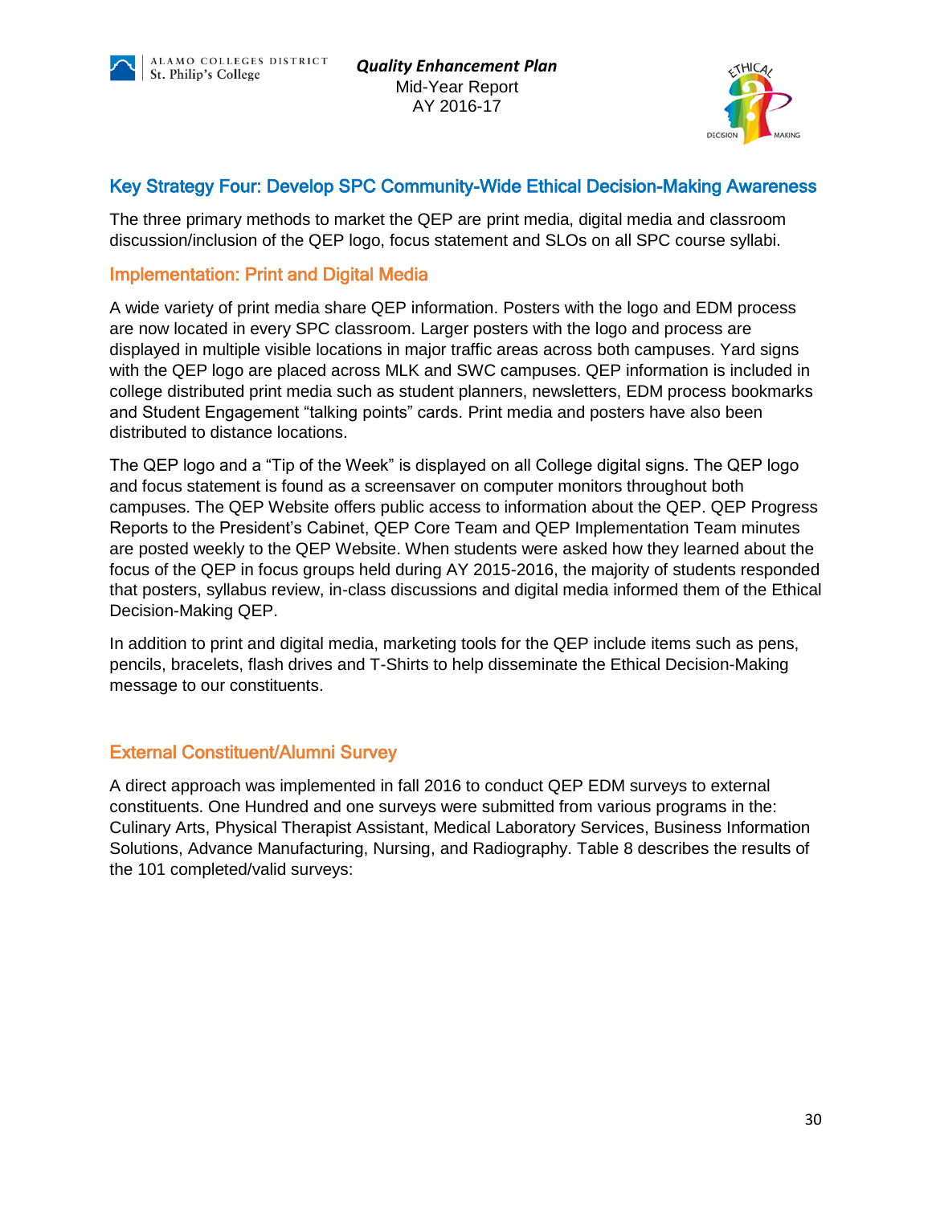## Key Strategy Four: Develop SPC Community-Wide Ethical Decision-Making Awareness

The three primary methods to market the QEP are print media, digital media and classroom discussion/inclusion of the QEP logo, focus statement and SLOs on all SPC course syllabi.

### Implementation: Print and Digital Media

A wide variety of print media share QEP information. Posters with the logo and EDM process are now located in every SPC classroom. Larger posters with the logo and process are displayed in multiple visible locations in major traffic areas across both campuses. Yard signs with the QEP logo are placed across MLK and SWC campuses. QEP information is included in college distributed print media such as student planners, newsletters, EDM process bookmarks and Student Engagement “talking points” cards. Print media and posters have also been distributed to distance locations.

The QEP logo and a “Tip of the Week” is displayed on all College digital signs. The QEP logo and focus statement is found as a screensaver on computer monitors throughout both campuses. The QEP Website offers public access to information about the QEP. QEP Progress Reports to the President’s Cabinet, QEP Core Team and QEP Implementation Team minutes are posted weekly to the QEP Website. When students were asked how they learned about the focus of the QEP in focus groups held during AY 2015-2016, the majority of students responded that posters, syllabus review, in-class discussions and digital media informed them of the Ethical Decision-Making QEP.

In addition to print and digital media, marketing tools for the QEP include items such as pens, pencils, bracelets, flash drives and T-Shirts to help disseminate the Ethical Decision-Making message to our constituents.

### External Constituent/Alumni Survey

A direct approach was implemented in fall 2016 to conduct QEP EDM surveys to external constituents. One Hundred and one surveys were submitted from various programs in the: Culinary Arts, Physical Therapist Assistant, Medical Laboratory Services, Business Information Solutions, Advance Manufacturing, Nursing, and Radiography. Table 8 describes the results of the 101 completed/valid surveys: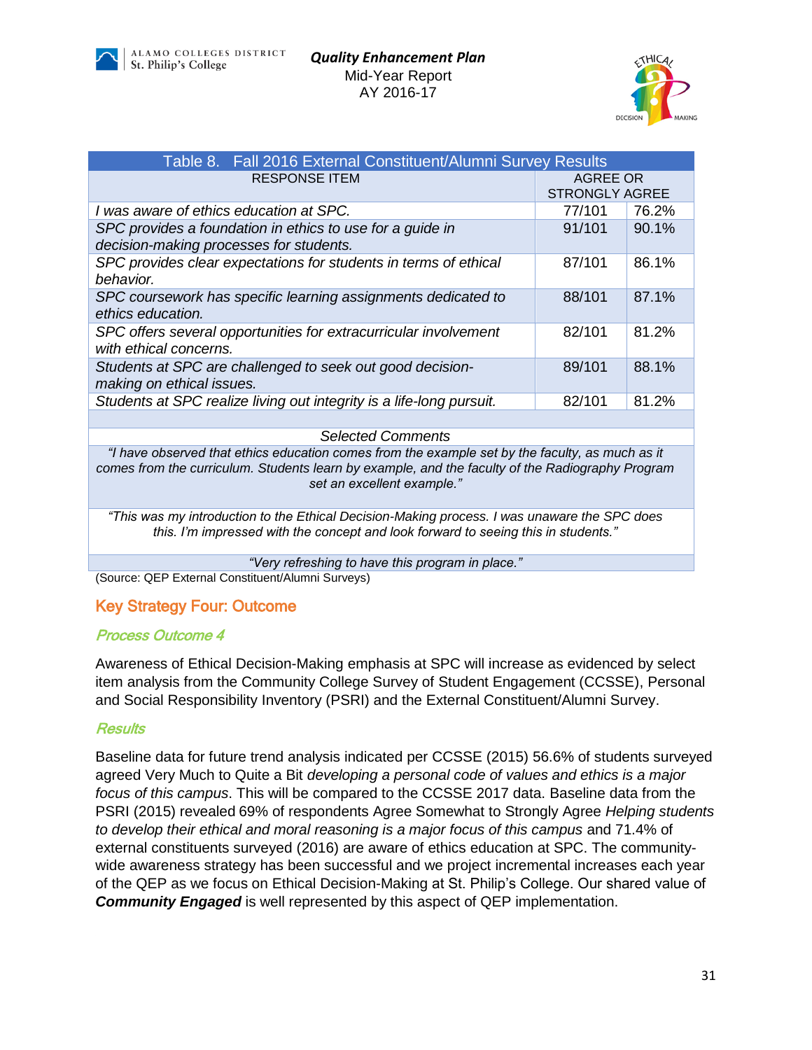| Table 8. Fall 2016 External Constituent/Alumni Survey Results | | |
|---|---|---|
| RESPONSE ITEM | AGREE OR STRONGLY AGREE | |
| *I was aware of ethics education at SPC.* | 77/101 | 76.2% |
| *SPC provides a foundation in ethics to use for a guide in decision-making processes for students.* | 91/101 | 90.1% |
| *SPC provides clear expectations for students in terms of ethical behavior.* | 87/101 | 86.1% |
| *SPC coursework has specific learning assignments dedicated to ethics education.* | 88/101 | 87.1% |
| *SPC offers several opportunities for extracurricular involvement with ethical concerns.* | 82/101 | 81.2% |
| *Students at SPC are challenged to seek out good decision-making on ethical issues.* | 89/101 | 88.1% |
| *Students at SPC realize living out integrity is a life-long pursuit.* | 82/101 | 81.2% |
| | | |
| *Selected Comments* | | |
| *"I have observed that ethics education comes from the example set by the faculty, as much as it comes from the curriculum. Students learn by example, and the faculty of the Radiography Program set an excellent example."* | | |
| *"This was my introduction to the Ethical Decision-Making process. I was unaware the SPC does this. I'm impressed with the concept and look forward to seeing this in students."* | | |
| *"Very refreshing to have this program in place."* | | |

(Source: QEP External Constituent/Alumni Surveys)

## Key Strategy Four: Outcome

### *Process Outcome 4*

Awareness of Ethical Decision-Making emphasis at SPC will increase as evidenced by select item analysis from the Community College Survey of Student Engagement (CCSSE), Personal and Social Responsibility Inventory (PSRI) and the External Constituent/Alumni Survey.

### *Results*

Baseline data for future trend analysis indicated per CCSSE (2015) 56.6% of students surveyed agreed Very Much to Quite a Bit *developing a personal code of values and ethics is a major focus of this campus*. This will be compared to the CCSSE 2017 data. Baseline data from the PSRI (2015) revealed 69% of respondents Agree Somewhat to Strongly Agree *Helping students to develop their ethical and moral reasoning is a major focus of this campus* and 71.4% of external constituents surveyed (2016) are aware of ethics education at SPC. The community-wide awareness strategy has been successful and we project incremental increases each year of the QEP as we focus on Ethical Decision-Making at St. Philip's College. Our shared value of ***Community Engaged*** is well represented by this aspect of QEP implementation.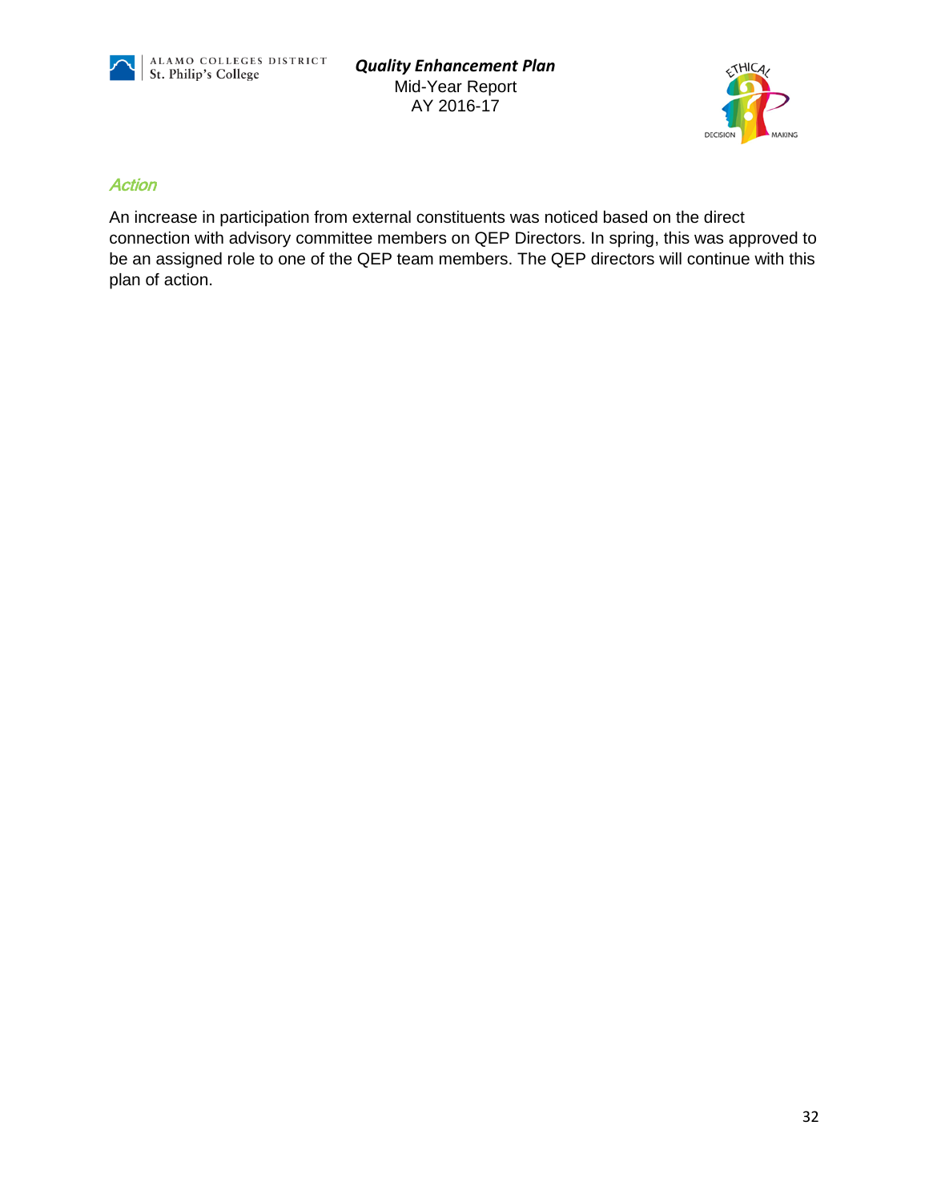### *Action*

An increase in participation from external constituents was noticed based on the direct connection with advisory committee members on QEP Directors. In spring, this was approved to be an assigned role to one of the QEP team members. The QEP directors will continue with this plan of action.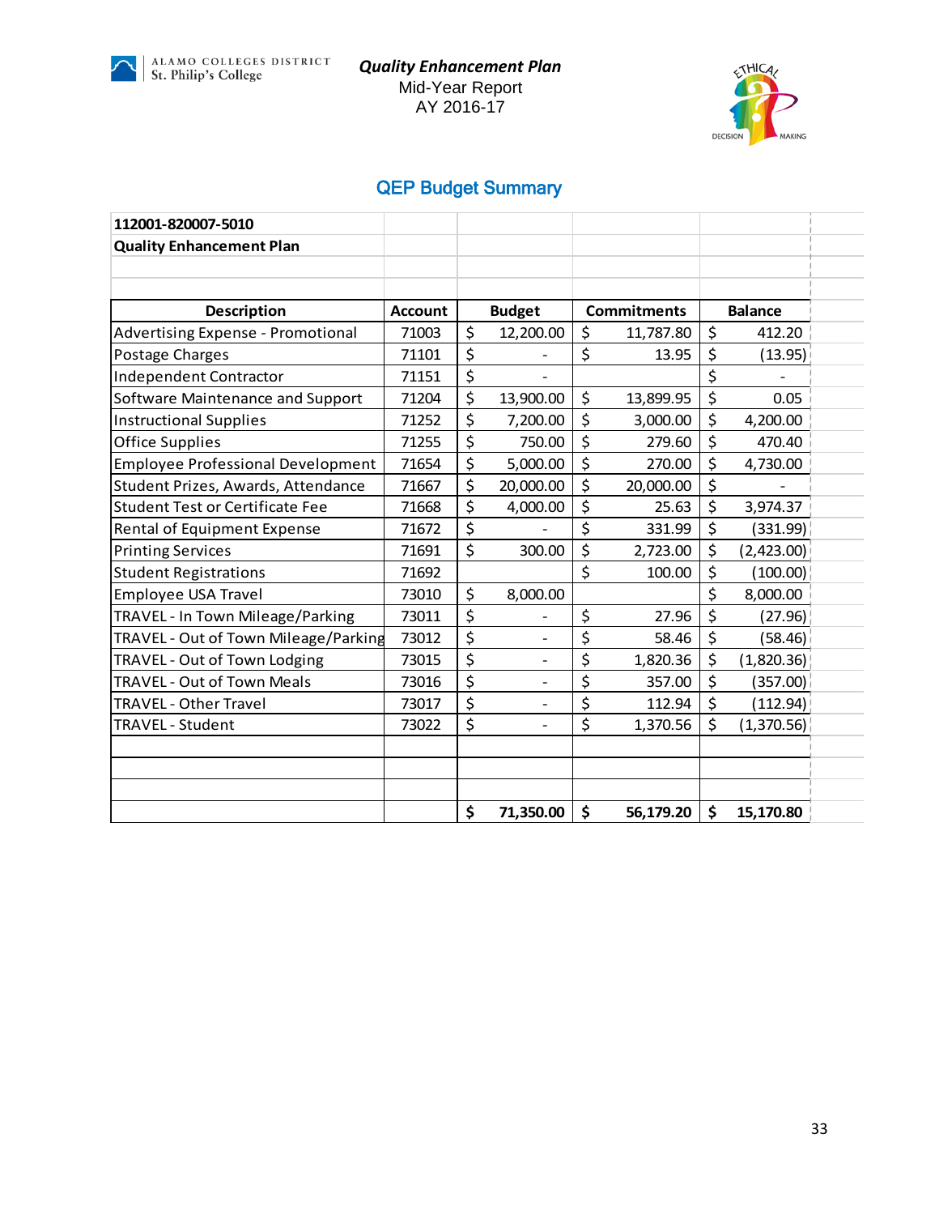Quality Enhancement Plan
Mid-Year Report
AY 2016-17

## QEP Budget Summary

**112001-820007-5010**

**Quality Enhancement Plan**

| Description | Account | Budget | Commitments | Balance |
|---|---|---|---|---|
| Advertising Expense - Promotional | 71003 | $ 12,200.00 | $ 11,787.80 | $ 412.20 |
| Postage Charges | 71101 | $ - | $ 13.95 | $ (13.95) |
| Independent Contractor | 71151 | $ - | | $ - |
| Software Maintenance and Support | 71204 | $ 13,900.00 | $ 13,899.95 | $ 0.05 |
| Instructional Supplies | 71252 | $ 7,200.00 | $ 3,000.00 | $ 4,200.00 |
| Office Supplies | 71255 | $ 750.00 | $ 279.60 | $ 470.40 |
| Employee Professional Development | 71654 | $ 5,000.00 | $ 270.00 | $ 4,730.00 |
| Student Prizes, Awards, Attendance | 71667 | $ 20,000.00 | $ 20,000.00 | $ - |
| Student Test or Certificate Fee | 71668 | $ 4,000.00 | $ 25.63 | $ 3,974.37 |
| Rental of Equipment Expense | 71672 | $ - | $ 331.99 | $ (331.99) |
| Printing Services | 71691 | $ 300.00 | $ 2,723.00 | $ (2,423.00) |
| Student Registrations | 71692 | | $ 100.00 | $ (100.00) |
| Employee USA Travel | 73010 | $ 8,000.00 | | $ 8,000.00 |
| TRAVEL - In Town Mileage/Parking | 73011 | $ - | $ 27.96 | $ (27.96) |
| TRAVEL - Out of Town Mileage/Parking | 73012 | $ - | $ 58.46 | $ (58.46) |
| TRAVEL - Out of Town Lodging | 73015 | $ - | $ 1,820.36 | $ (1,820.36) |
| TRAVEL - Out of Town Meals | 73016 | $ - | $ 357.00 | $ (357.00) |
| TRAVEL - Other Travel | 73017 | $ - | $ 112.94 | $ (112.94) |
| TRAVEL - Student | 73022 | $ - | $ 1,370.56 | $ (1,370.56) |
| | | | | |
| | | | | |
| | | | | |
| | | **$ 71,350.00** | **$ 56,179.20** | **$ 15,170.80** |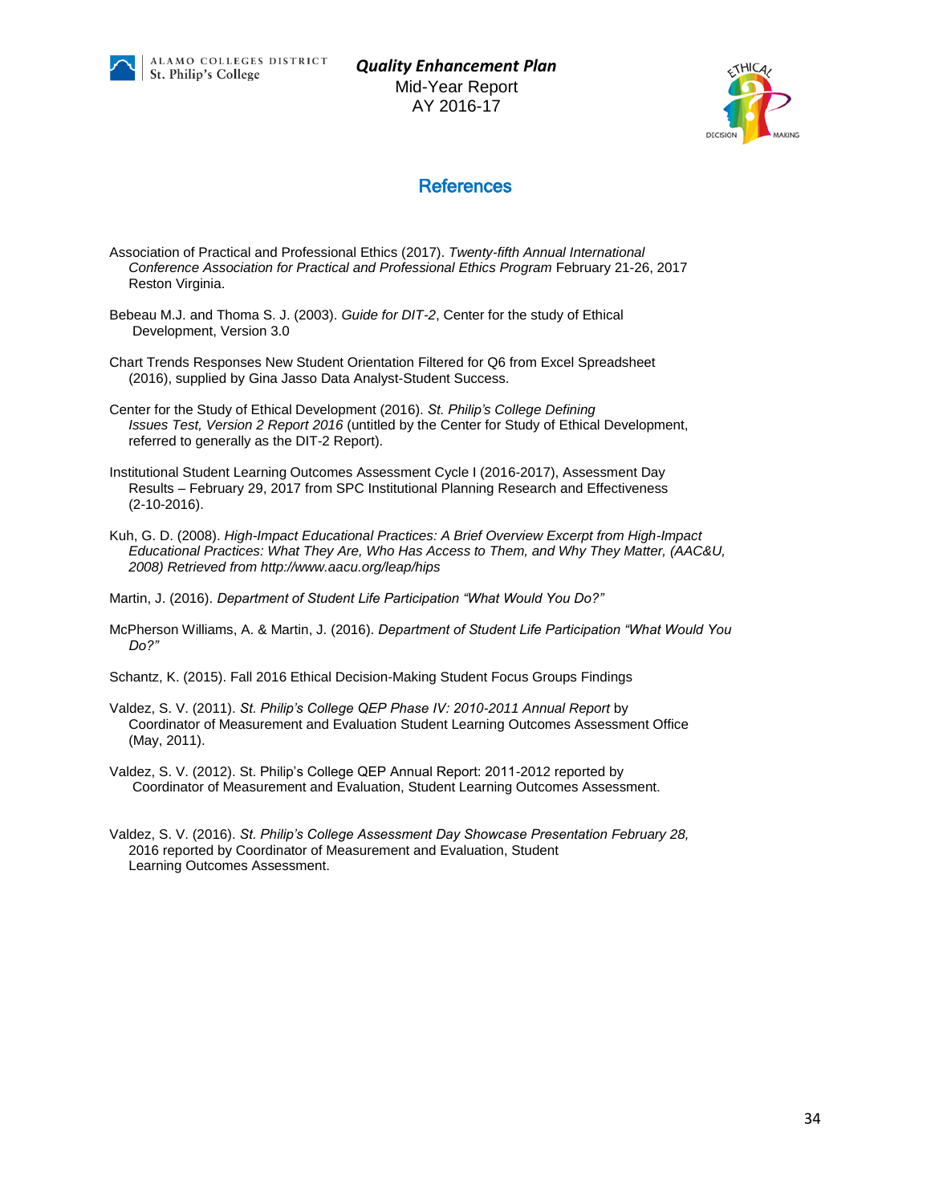## References

Association of Practical and Professional Ethics (2017). *Twenty-fifth Annual International Conference Association for Practical and Professional Ethics Program* February 21-26, 2017 Reston Virginia.

Bebeau M.J. and Thoma S. J. (2003). *Guide for DIT-2*, Center for the study of Ethical Development, Version 3.0

Chart Trends Responses New Student Orientation Filtered for Q6 from Excel Spreadsheet (2016), supplied by Gina Jasso Data Analyst-Student Success.

Center for the Study of Ethical Development (2016). *St. Philip's College Defining Issues Test, Version 2 Report 2016* (untitled by the Center for Study of Ethical Development, referred to generally as the DIT-2 Report).

Institutional Student Learning Outcomes Assessment Cycle I (2016-2017), Assessment Day Results – February 29, 2017 from SPC Institutional Planning Research and Effectiveness (2-10-2016).

Kuh, G. D. (2008). *High-Impact Educational Practices: A Brief Overview Excerpt from High-Impact Educational Practices: What They Are, Who Has Access to Them, and Why They Matter, (AAC&U, 2008) Retrieved from http://www.aacu.org/leap/hips*

Martin, J. (2016). *Department of Student Life Participation "What Would You Do?"*

McPherson Williams, A. & Martin, J. (2016). *Department of Student Life Participation "What Would You Do?"*

Schantz, K. (2015). Fall 2016 Ethical Decision-Making Student Focus Groups Findings

Valdez, S. V. (2011). *St. Philip's College QEP Phase IV: 2010-2011 Annual Report* by Coordinator of Measurement and Evaluation Student Learning Outcomes Assessment Office (May, 2011).

Valdez, S. V. (2012). St. Philip's College QEP Annual Report: 2011-2012 reported by Coordinator of Measurement and Evaluation, Student Learning Outcomes Assessment.

Valdez, S. V. (2016). *St. Philip's College Assessment Day Showcase Presentation February 28,* 2016 reported by Coordinator of Measurement and Evaluation, Student Learning Outcomes Assessment.